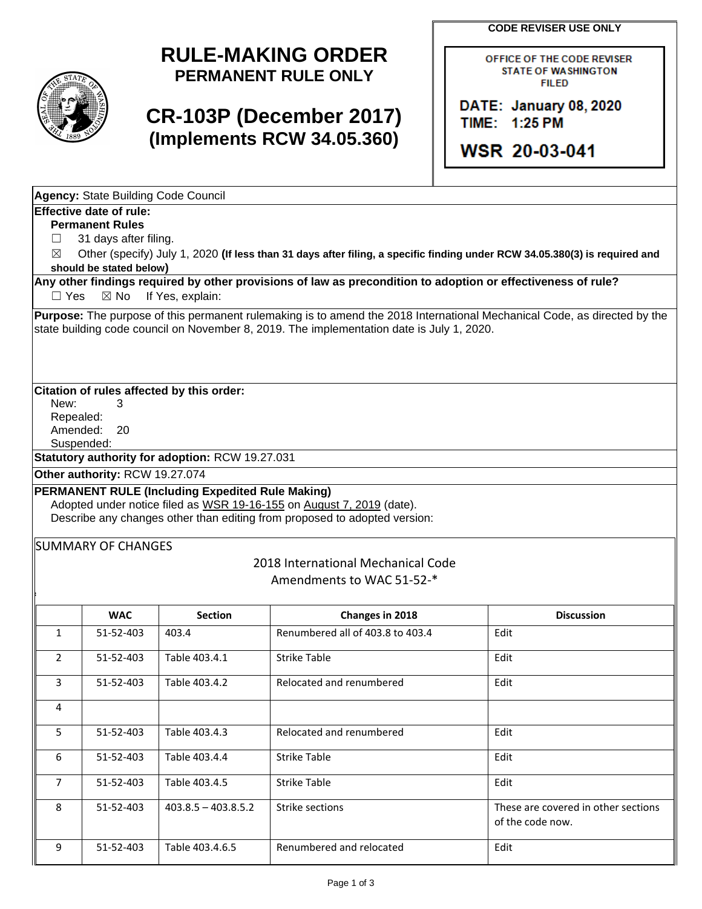# RULE-MAKING ORDER
## PERMANENT RULE ONLY

# CR-103P (December 2017)
## (Implements RCW 34.05.360)

**CODE REVISER USE ONLY**

OFFICE OF THE CODE REVISER
STATE OF WASHINGTON
FILED

DATE: January 08, 2020
TIME: 1:25 PM

WSR 20-03-041

**Agency:** State Building Code Council

**Effective date of rule:**

**Permanent Rules**

☐ 31 days after filing.

☒ Other (specify) July 1, 2020 **(If less than 31 days after filing, a specific finding under RCW 34.05.380(3) is required and should be stated below)**

**Any other findings required by other provisions of law as precondition to adoption or effectiveness of rule?**

☐ Yes ☒ No If Yes, explain:

**Purpose:** The purpose of this permanent rulemaking is to amend the 2018 International Mechanical Code, as directed by the state building code council on November 8, 2019. The implementation date is July 1, 2020.

**Citation of rules affected by this order:**

New: 3
Repealed:
Amended: 20
Suspended:

**Statutory authority for adoption:** RCW 19.27.031

**Other authority:** RCW 19.27.074

**PERMANENT RULE (Including Expedited Rule Making)**

Adopted under notice filed as WSR 19-16-155 on August 7, 2019 (date).

Describe any changes other than editing from proposed to adopted version:

SUMMARY OF CHANGES

2018 International Mechanical Code
Amendments to WAC 51-52-*

| | WAC | Section | Changes in 2018 | Discussion |
|---|---|---|---|---|
| 1 | 51-52-403 | 403.4 | Renumbered all of 403.8 to 403.4 | Edit |
| 2 | 51-52-403 | Table 403.4.1 | Strike Table | Edit |
| 3 | 51-52-403 | Table 403.4.2 | Relocated and renumbered | Edit |
| 4 | | | | |
| 5 | 51-52-403 | Table 403.4.3 | Relocated and renumbered | Edit |
| 6 | 51-52-403 | Table 403.4.4 | Strike Table | Edit |
| 7 | 51-52-403 | Table 403.4.5 | Strike Table | Edit |
| 8 | 51-52-403 | 403.8.5 – 403.8.5.2 | Strike sections | These are covered in other sections of the code now. |
| 9 | 51-52-403 | Table 403.4.6.5 | Renumbered and relocated | Edit |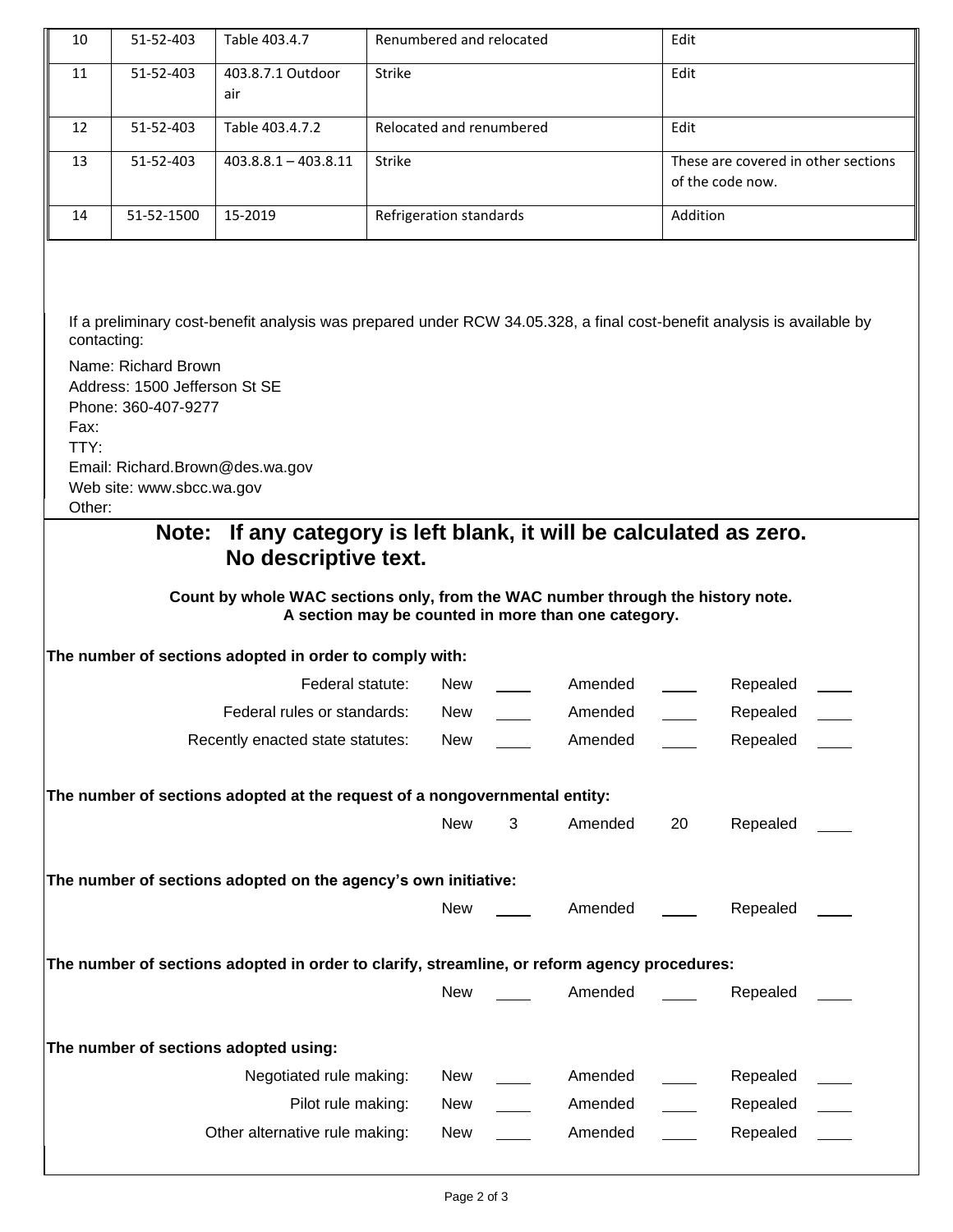| 10 | 51-52-403 | Table 403.4.7 | Renumbered and relocated | Edit |
|---|---|---|---|---|
| 11 | 51-52-403 | 403.8.7.1 Outdoor air | Strike | Edit |
| 12 | 51-52-403 | Table 403.4.7.2 | Relocated and renumbered | Edit |
| 13 | 51-52-403 | 403.8.8.1 – 403.8.11 | Strike | These are covered in other sections of the code now. |
| 14 | 51-52-1500 | 15-2019 | Refrigeration standards | Addition |

If a preliminary cost-benefit analysis was prepared under RCW 34.05.328, a final cost-benefit analysis is available by contacting:

Name: Richard Brown
Address: 1500 Jefferson St SE
Phone: 360-407-9277
Fax:
TTY:
Email: Richard.Brown@des.wa.gov
Web site: www.sbcc.wa.gov
Other:

**Note: If any category is left blank, it will be calculated as zero. No descriptive text.**

**Count by whole WAC sections only, from the WAC number through the history note. A section may be counted in more than one category.**

**The number of sections adopted in order to comply with:**

| | | | | | | |
|---|---|---|---|---|---|---|
| Federal statute: | New | ____ | Amended | ____ | Repealed | ____ |
| Federal rules or standards: | New | ____ | Amended | ____ | Repealed | ____ |
| Recently enacted state statutes: | New | ____ | Amended | ____ | Repealed | ____ |

**The number of sections adopted at the request of a nongovernmental entity:**

| | | | | | |
|---|---|---|---|---|---|
| New | 3 | Amended | 20 | Repealed | ____ |

**The number of sections adopted on the agency's own initiative:**

| | | | | | |
|---|---|---|---|---|---|
| New | ____ | Amended | ____ | Repealed | ____ |

**The number of sections adopted in order to clarify, streamline, or reform agency procedures:**

| | | | | | |
|---|---|---|---|---|---|
| New | ____ | Amended | ____ | Repealed | ____ |

**The number of sections adopted using:**

| | | | | | | |
|---|---|---|---|---|---|---|
| Negotiated rule making: | New | ____ | Amended | ____ | Repealed | ____ |
| Pilot rule making: | New | ____ | Amended | ____ | Repealed | ____ |
| Other alternative rule making: | New | ____ | Amended | ____ | Repealed | ____ |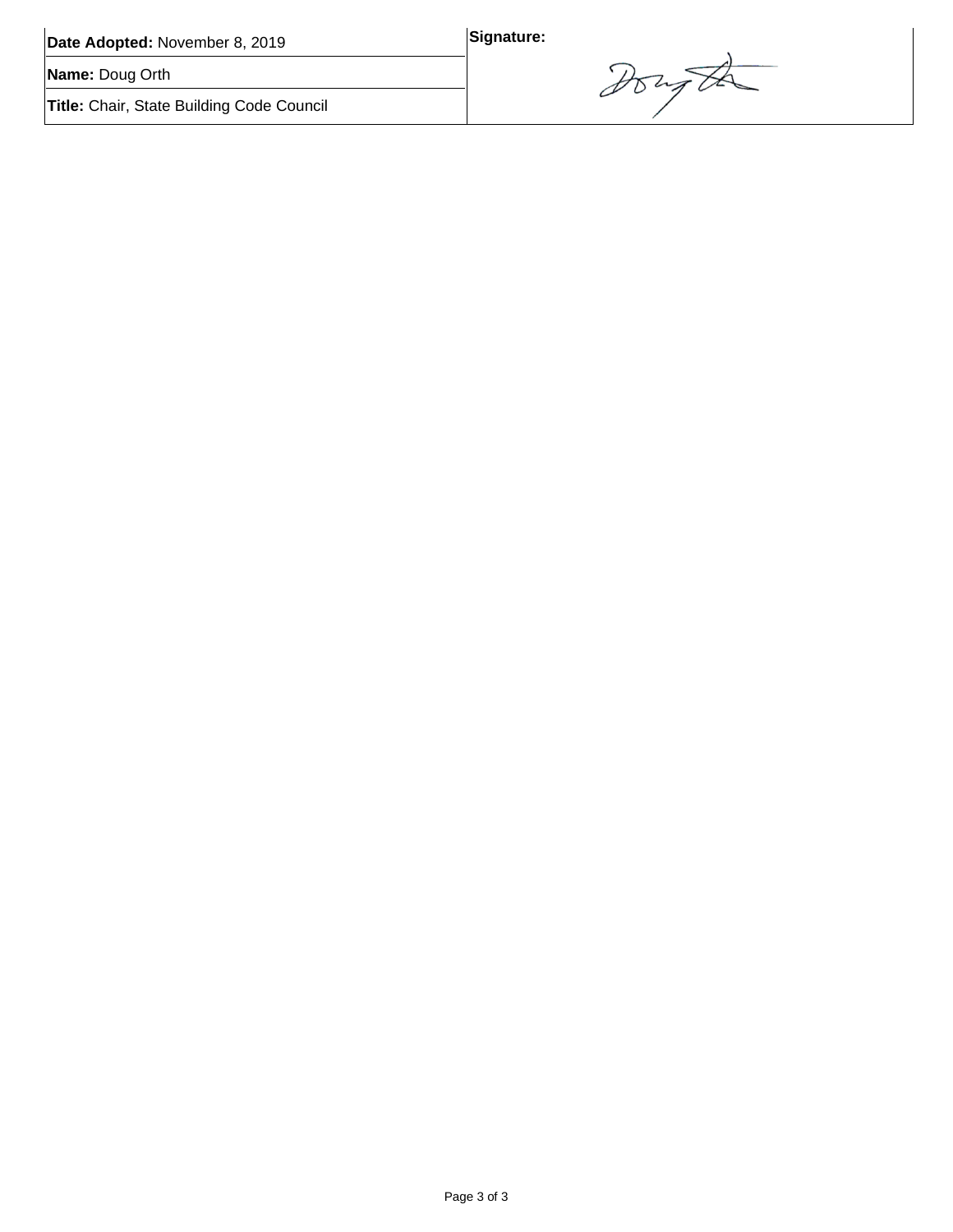| **Date Adopted:** November 8, 2019 | **Signature:** |
| --- | --- |
| **Name:** Doug Orth | |
| **Title:** Chair, State Building Code Council | |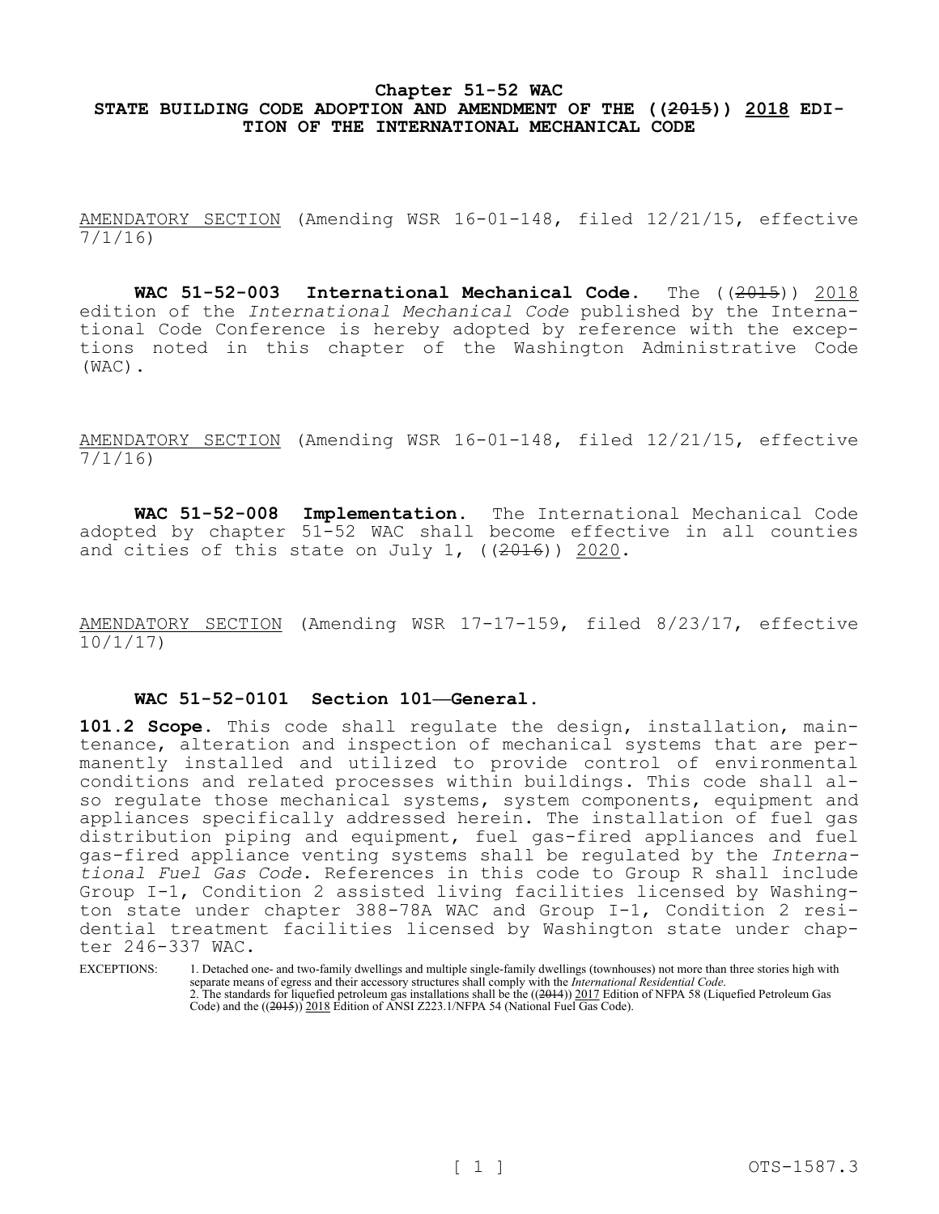# Chapter 51-52 WAC

## STATE BUILDING CODE ADOPTION AND AMENDMENT OF THE ((~~2015~~)) <u>2018</u> EDITION OF THE INTERNATIONAL MECHANICAL CODE

<u>AMENDATORY SECTION</u> (Amending WSR 16-01-148, filed 12/21/15, effective 7/1/16)

**WAC 51-52-003 International Mechanical Code.** The ((~~2015~~)) <u>2018</u> edition of the *International Mechanical Code* published by the International Code Conference is hereby adopted by reference with the exceptions noted in this chapter of the Washington Administrative Code (WAC).

<u>AMENDATORY SECTION</u> (Amending WSR 16-01-148, filed 12/21/15, effective 7/1/16)

**WAC 51-52-008 Implementation.** The International Mechanical Code adopted by chapter 51-52 WAC shall become effective in all counties and cities of this state on July 1, ((~~2016~~)) <u>2020</u>.

<u>AMENDATORY SECTION</u> (Amending WSR 17-17-159, filed 8/23/17, effective 10/1/17)

**WAC 51-52-0101 Section 101—General.**

**101.2 Scope.** This code shall regulate the design, installation, maintenance, alteration and inspection of mechanical systems that are permanently installed and utilized to provide control of environmental conditions and related processes within buildings. This code shall also regulate those mechanical systems, system components, equipment and appliances specifically addressed herein. The installation of fuel gas distribution piping and equipment, fuel gas-fired appliances and fuel gas-fired appliance venting systems shall be regulated by the *International Fuel Gas Code*. References in this code to Group R shall include Group I-1, Condition 2 assisted living facilities licensed by Washington state under chapter 388-78A WAC and Group I-1, Condition 2 residential treatment facilities licensed by Washington state under chapter 246-337 WAC.

EXCEPTIONS:

1. Detached one- and two-family dwellings and multiple single-family dwellings (townhouses) not more than three stories high with separate means of egress and their accessory structures shall comply with the *International Residential Code*.
2. The standards for liquefied petroleum gas installations shall be the ((~~2014~~)) <u>2017</u> Edition of NFPA 58 (Liquefied Petroleum Gas Code) and the ((~~2015~~)) <u>2018</u> Edition of ANSI Z223.1/NFPA 54 (National Fuel Gas Code).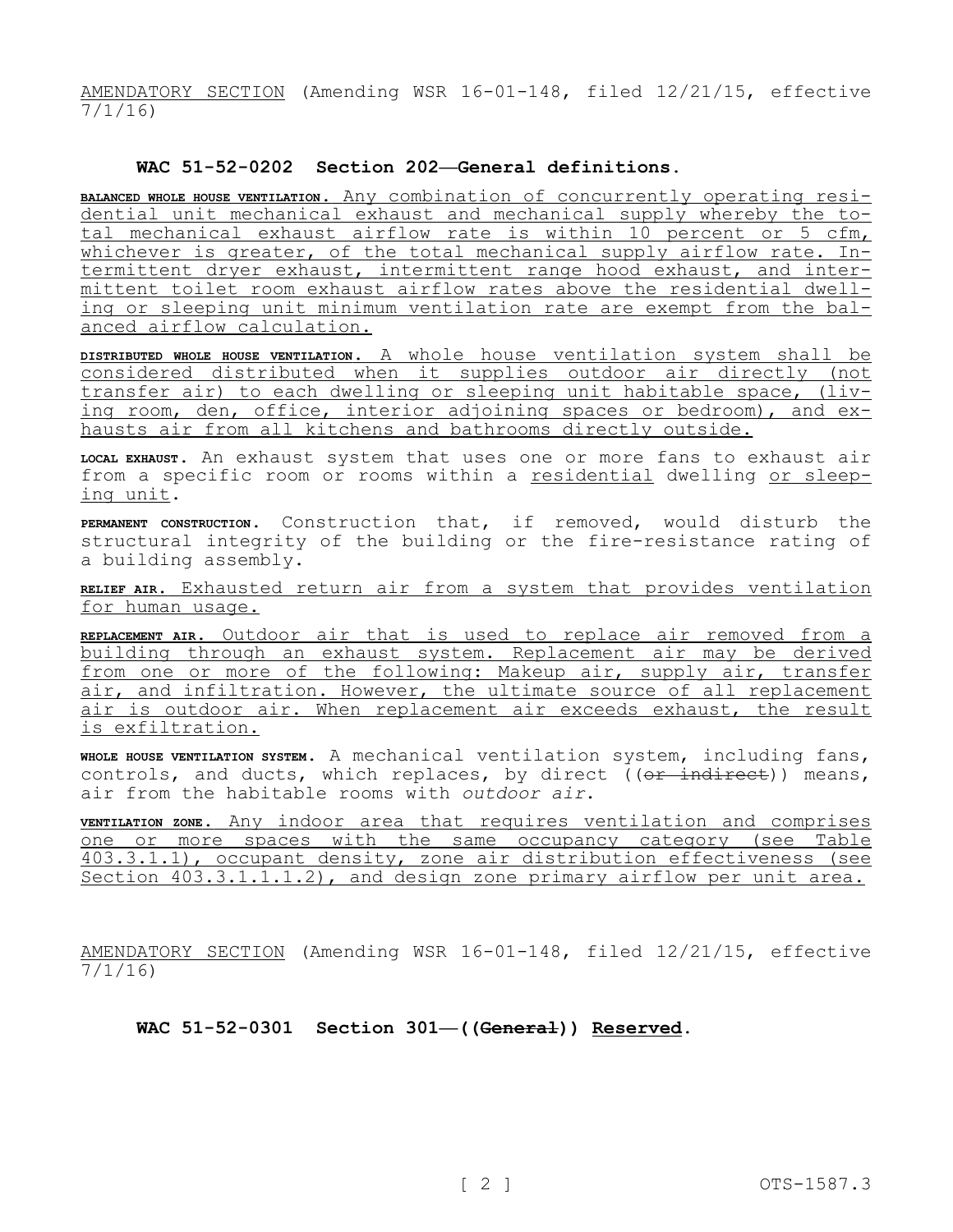AMENDATORY SECTION (Amending WSR 16-01-148, filed 12/21/15, effective 7/1/16)

### WAC 51-52-0202 Section 202—General definitions.

**BALANCED WHOLE HOUSE VENTILATION.** Any combination of concurrently operating residential unit mechanical exhaust and mechanical supply whereby the total mechanical exhaust airflow rate is within 10 percent or 5 cfm, whichever is greater, of the total mechanical supply airflow rate. Intermittent dryer exhaust, intermittent range hood exhaust, and intermittent toilet room exhaust airflow rates above the residential dwelling or sleeping unit minimum ventilation rate are exempt from the balanced airflow calculation.

**DISTRIBUTED WHOLE HOUSE VENTILATION.** A whole house ventilation system shall be considered distributed when it supplies outdoor air directly (not transfer air) to each dwelling or sleeping unit habitable space, (living room, den, office, interior adjoining spaces or bedroom), and exhausts air from all kitchens and bathrooms directly outside.

**LOCAL EXHAUST.** An exhaust system that uses one or more fans to exhaust air from a specific room or rooms within a residential dwelling or sleeping unit.

**PERMANENT CONSTRUCTION.** Construction that, if removed, would disturb the structural integrity of the building or the fire-resistance rating of a building assembly.

**RELIEF AIR.** Exhausted return air from a system that provides ventilation for human usage.

**REPLACEMENT AIR.** Outdoor air that is used to replace air removed from a building through an exhaust system. Replacement air may be derived from one or more of the following: Makeup air, supply air, transfer air, and infiltration. However, the ultimate source of all replacement air is outdoor air. When replacement air exceeds exhaust, the result is exfiltration.

**WHOLE HOUSE VENTILATION SYSTEM.** A mechanical ventilation system, including fans, controls, and ducts, which replaces, by direct ((~~or indirect~~)) means, air from the habitable rooms with *outdoor air*.

**VENTILATION ZONE.** Any indoor area that requires ventilation and comprises one or more spaces with the same occupancy category (see Table 403.3.1.1), occupant density, zone air distribution effectiveness (see Section 403.3.1.1.1.2), and design zone primary airflow per unit area.

AMENDATORY SECTION (Amending WSR 16-01-148, filed 12/21/15, effective 7/1/16)

### WAC 51-52-0301 Section 301—((~~General~~)) Reserved.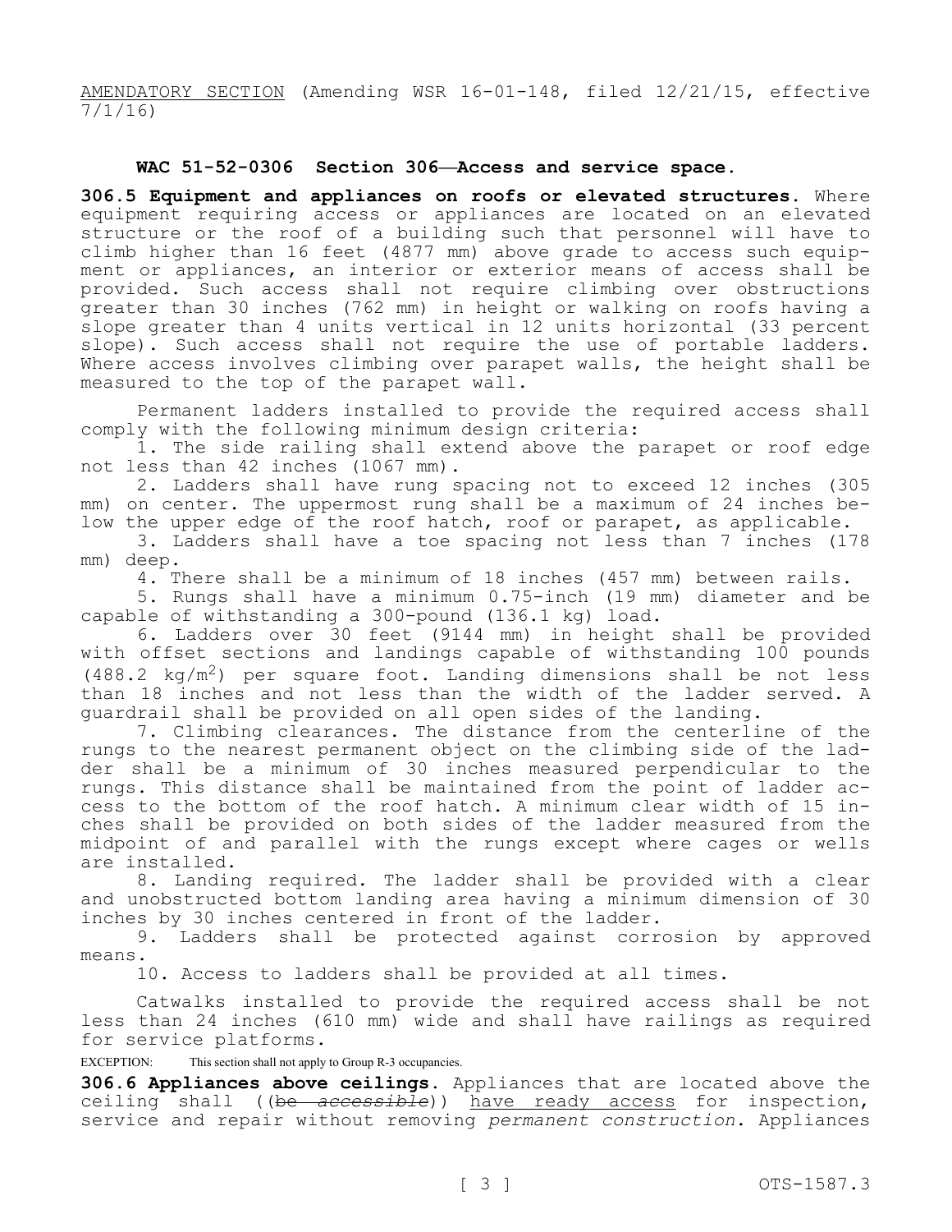<u>AMENDATORY SECTION</u> (Amending WSR 16-01-148, filed 12/21/15, effective 7/1/16)

**WAC 51-52-0306 Section 306—Access and service space.**

**306.5 Equipment and appliances on roofs or elevated structures.** Where equipment requiring access or appliances are located on an elevated structure or the roof of a building such that personnel will have to climb higher than 16 feet (4877 mm) above grade to access such equipment or appliances, an interior or exterior means of access shall be provided. Such access shall not require climbing over obstructions greater than 30 inches (762 mm) in height or walking on roofs having a slope greater than 4 units vertical in 12 units horizontal (33 percent slope). Such access shall not require the use of portable ladders. Where access involves climbing over parapet walls, the height shall be measured to the top of the parapet wall.

Permanent ladders installed to provide the required access shall comply with the following minimum design criteria:

1. The side railing shall extend above the parapet or roof edge not less than 42 inches (1067 mm).
2. Ladders shall have rung spacing not to exceed 12 inches (305 mm) on center. The uppermost rung shall be a maximum of 24 inches below the upper edge of the roof hatch, roof or parapet, as applicable.
3. Ladders shall have a toe spacing not less than 7 inches (178 mm) deep.
4. There shall be a minimum of 18 inches (457 mm) between rails.
5. Rungs shall have a minimum 0.75-inch (19 mm) diameter and be capable of withstanding a 300-pound (136.1 kg) load.
6. Ladders over 30 feet (9144 mm) in height shall be provided with offset sections and landings capable of withstanding 100 pounds (488.2 $kg/m^2$) per square foot. Landing dimensions shall be not less than 18 inches and not less than the width of the ladder served. A guardrail shall be provided on all open sides of the landing.
7. Climbing clearances. The distance from the centerline of the rungs to the nearest permanent object on the climbing side of the ladder shall be a minimum of 30 inches measured perpendicular to the rungs. This distance shall be maintained from the point of ladder access to the bottom of the roof hatch. A minimum clear width of 15 inches shall be provided on both sides of the ladder measured from the midpoint of and parallel with the rungs except where cages or wells are installed.
8. Landing required. The ladder shall be provided with a clear and unobstructed bottom landing area having a minimum dimension of 30 inches by 30 inches centered in front of the ladder.
9. Ladders shall be protected against corrosion by approved means.
10. Access to ladders shall be provided at all times.

Catwalks installed to provide the required access shall be not less than 24 inches (610 mm) wide and shall have railings as required for service platforms.

EXCEPTION: This section shall not apply to Group R-3 occupancies.

**306.6 Appliances above ceilings.** Appliances that are located above the ceiling shall ((~~be *accessible*~~)) <u>have ready access</u> for inspection, service and repair without removing *permanent construction*. Appliances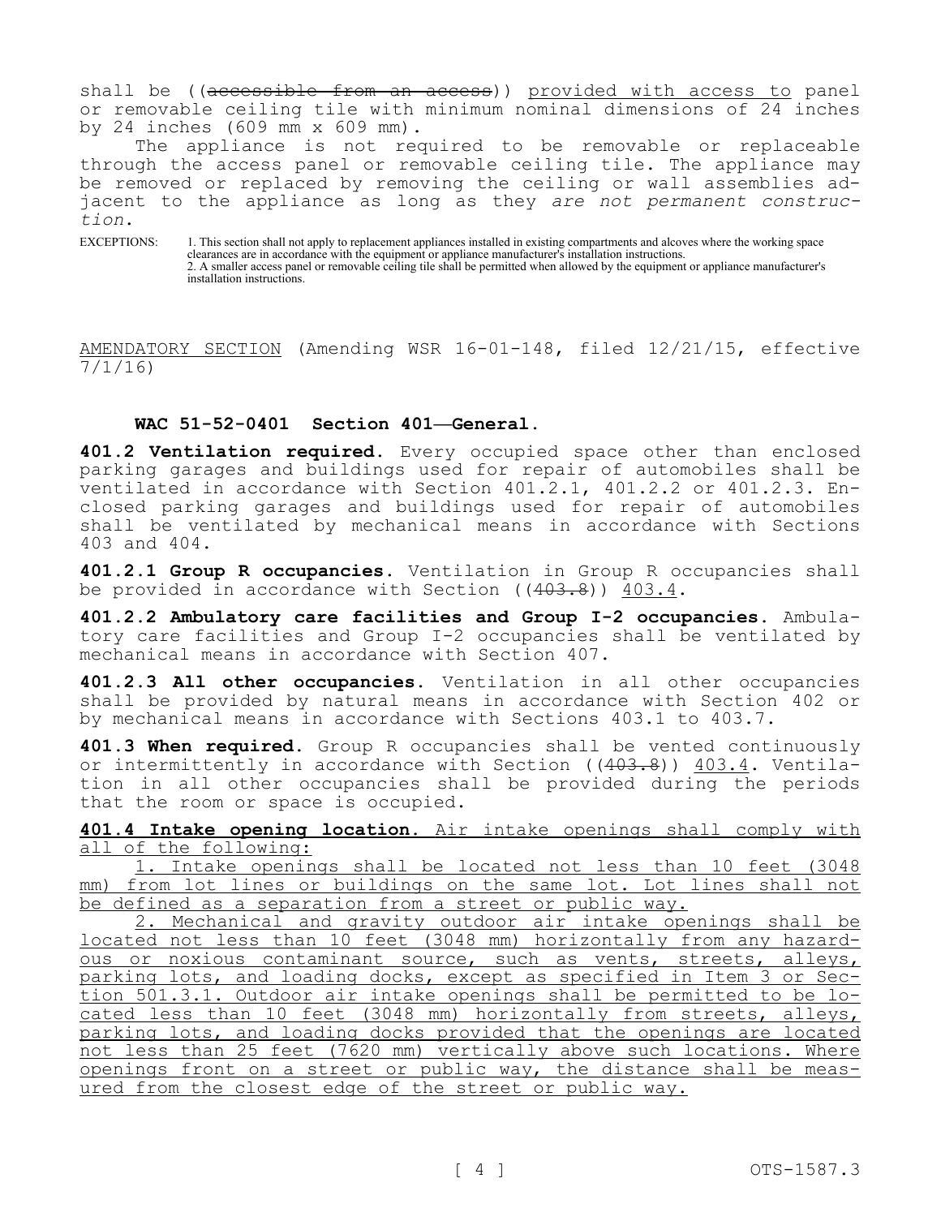shall be ((~~accessible from an access~~)) <u>provided with access to</u> panel or removable ceiling tile with minimum nominal dimensions of 24 inches by 24 inches (609 mm x 609 mm).

The appliance is not required to be removable or replaceable through the access panel or removable ceiling tile. The appliance may be removed or replaced by removing the ceiling or wall assemblies adjacent to the appliance as long as they *are not permanent construction*.

EXCEPTIONS: 1. This section shall not apply to replacement appliances installed in existing compartments and alcoves where the working space clearances are in accordance with the equipment or appliance manufacturer's installation instructions.
2. A smaller access panel or removable ceiling tile shall be permitted when allowed by the equipment or appliance manufacturer's installation instructions.

<u>AMENDATORY SECTION</u> (Amending WSR 16-01-148, filed 12/21/15, effective 7/1/16)

**WAC 51-52-0401 Section 401—General.**

**401.2 Ventilation required.** Every occupied space other than enclosed parking garages and buildings used for repair of automobiles shall be ventilated in accordance with Section 401.2.1, 401.2.2 or 401.2.3. Enclosed parking garages and buildings used for repair of automobiles shall be ventilated by mechanical means in accordance with Sections 403 and 404.

**401.2.1 Group R occupancies.** Ventilation in Group R occupancies shall be provided in accordance with Section ((~~403.8~~)) <u>403.4</u>.

**401.2.2 Ambulatory care facilities and Group I-2 occupancies.** Ambulatory care facilities and Group I-2 occupancies shall be ventilated by mechanical means in accordance with Section 407.

**401.2.3 All other occupancies.** Ventilation in all other occupancies shall be provided by natural means in accordance with Section 402 or by mechanical means in accordance with Sections 403.1 to 403.7.

**401.3 When required.** Group R occupancies shall be vented continuously or intermittently in accordance with Section ((~~403.8~~)) <u>403.4</u>. Ventilation in all other occupancies shall be provided during the periods that the room or space is occupied.

<u>**401.4 Intake opening location.** Air intake openings shall comply with all of the following:</u>

<u>1. Intake openings shall be located not less than 10 feet (3048 mm) from lot lines or buildings on the same lot. Lot lines shall not be defined as a separation from a street or public way.</u>

<u>2. Mechanical and gravity outdoor air intake openings shall be located not less than 10 feet (3048 mm) horizontally from any hazardous or noxious contaminant source, such as vents, streets, alleys, parking lots, and loading docks, except as specified in Item 3 or Section 501.3.1. Outdoor air intake openings shall be permitted to be located less than 10 feet (3048 mm) horizontally from streets, alleys, parking lots, and loading docks provided that the openings are located not less than 25 feet (7620 mm) vertically above such locations. Where openings front on a street or public way, the distance shall be measured from the closest edge of the street or public way.</u>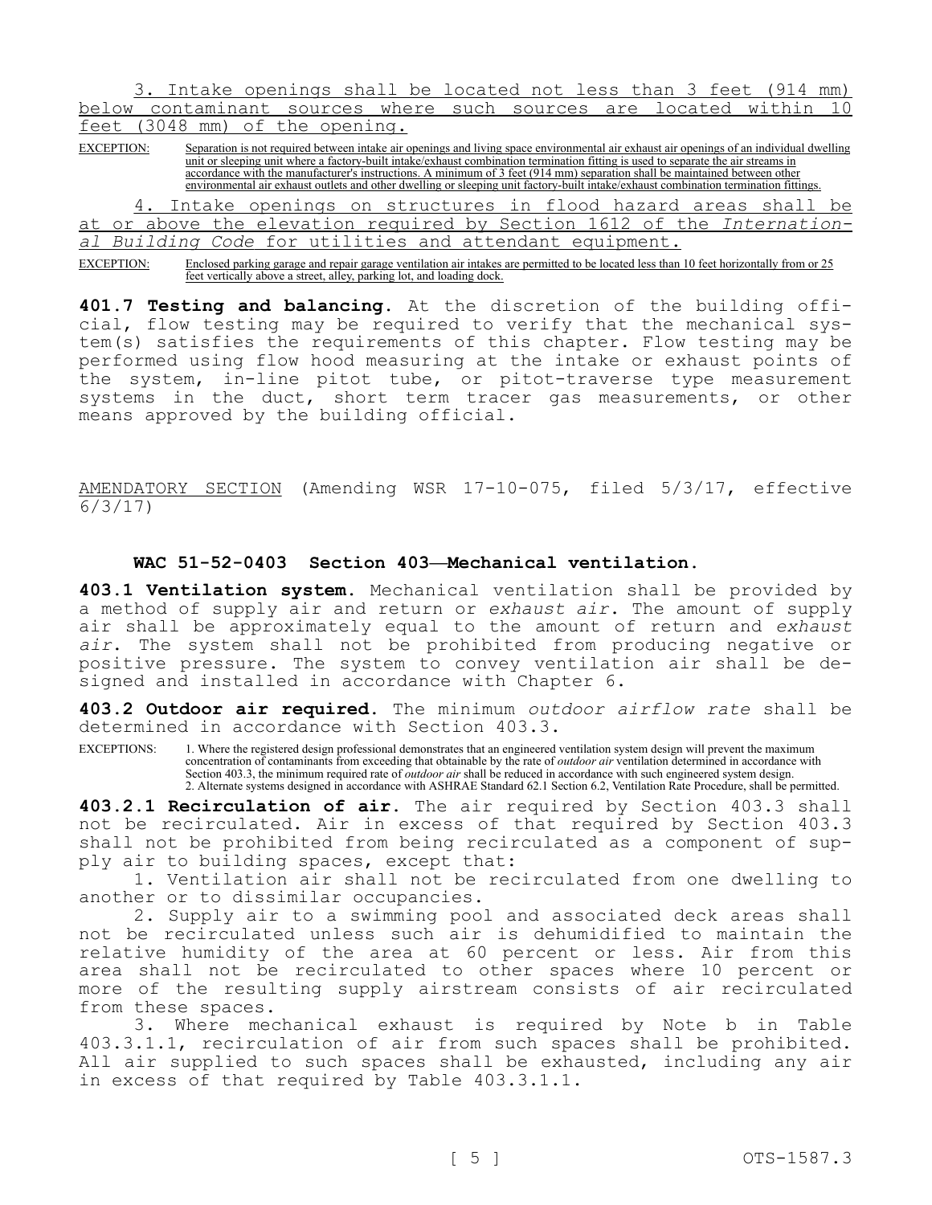3. Intake openings shall be located not less than 3 feet (914 mm) below contaminant sources where such sources are located within 10 feet (3048 mm) of the opening.

EXCEPTION: Separation is not required between intake air openings and living space environmental air exhaust air openings of an individual dwelling unit or sleeping unit where a factory-built intake/exhaust combination termination fitting is used to separate the air streams in accordance with the manufacturer's instructions. A minimum of 3 feet (914 mm) separation shall be maintained between other environmental air exhaust outlets and other dwelling or sleeping unit factory-built intake/exhaust combination termination fittings.

4. Intake openings on structures in flood hazard areas shall be at or above the elevation required by Section 1612 of the *International Building Code* for utilities and attendant equipment.

EXCEPTION: Enclosed parking garage and repair garage ventilation air intakes are permitted to be located less than 10 feet horizontally from or 25 feet vertically above a street, alley, parking lot, and loading dock.

**401.7 Testing and balancing.** At the discretion of the building official, flow testing may be required to verify that the mechanical system(s) satisfies the requirements of this chapter. Flow testing may be performed using flow hood measuring at the intake or exhaust points of the system, in-line pitot tube, or pitot-traverse type measurement systems in the duct, short term tracer gas measurements, or other means approved by the building official.

AMENDATORY SECTION (Amending WSR 17-10-075, filed 5/3/17, effective 6/3/17)

### WAC 51-52-0403 Section 403—Mechanical ventilation.

**403.1 Ventilation system.** Mechanical ventilation shall be provided by a method of supply air and return or *exhaust air*. The amount of supply air shall be approximately equal to the amount of return and *exhaust air*. The system shall not be prohibited from producing negative or positive pressure. The system to convey ventilation air shall be designed and installed in accordance with Chapter 6.

**403.2 Outdoor air required.** The minimum *outdoor airflow rate* shall be determined in accordance with Section 403.3.

EXCEPTIONS: 1. Where the registered design professional demonstrates that an engineered ventilation system design will prevent the maximum concentration of contaminants from exceeding that obtainable by the rate of *outdoor air* ventilation determined in accordance with Section 403.3, the minimum required rate of *outdoor air* shall be reduced in accordance with such engineered system design.
2. Alternate systems designed in accordance with ASHRAE Standard 62.1 Section 6.2, Ventilation Rate Procedure, shall be permitted.

**403.2.1 Recirculation of air.** The air required by Section 403.3 shall not be recirculated. Air in excess of that required by Section 403.3 shall not be prohibited from being recirculated as a component of supply air to building spaces, except that:

1. Ventilation air shall not be recirculated from one dwelling to another or to dissimilar occupancies.
2. Supply air to a swimming pool and associated deck areas shall not be recirculated unless such air is dehumidified to maintain the relative humidity of the area at 60 percent or less. Air from this area shall not be recirculated to other spaces where 10 percent or more of the resulting supply airstream consists of air recirculated from these spaces.
3. Where mechanical exhaust is required by Note b in Table 403.3.1.1, recirculation of air from such spaces shall be prohibited. All air supplied to such spaces shall be exhausted, including any air in excess of that required by Table 403.3.1.1.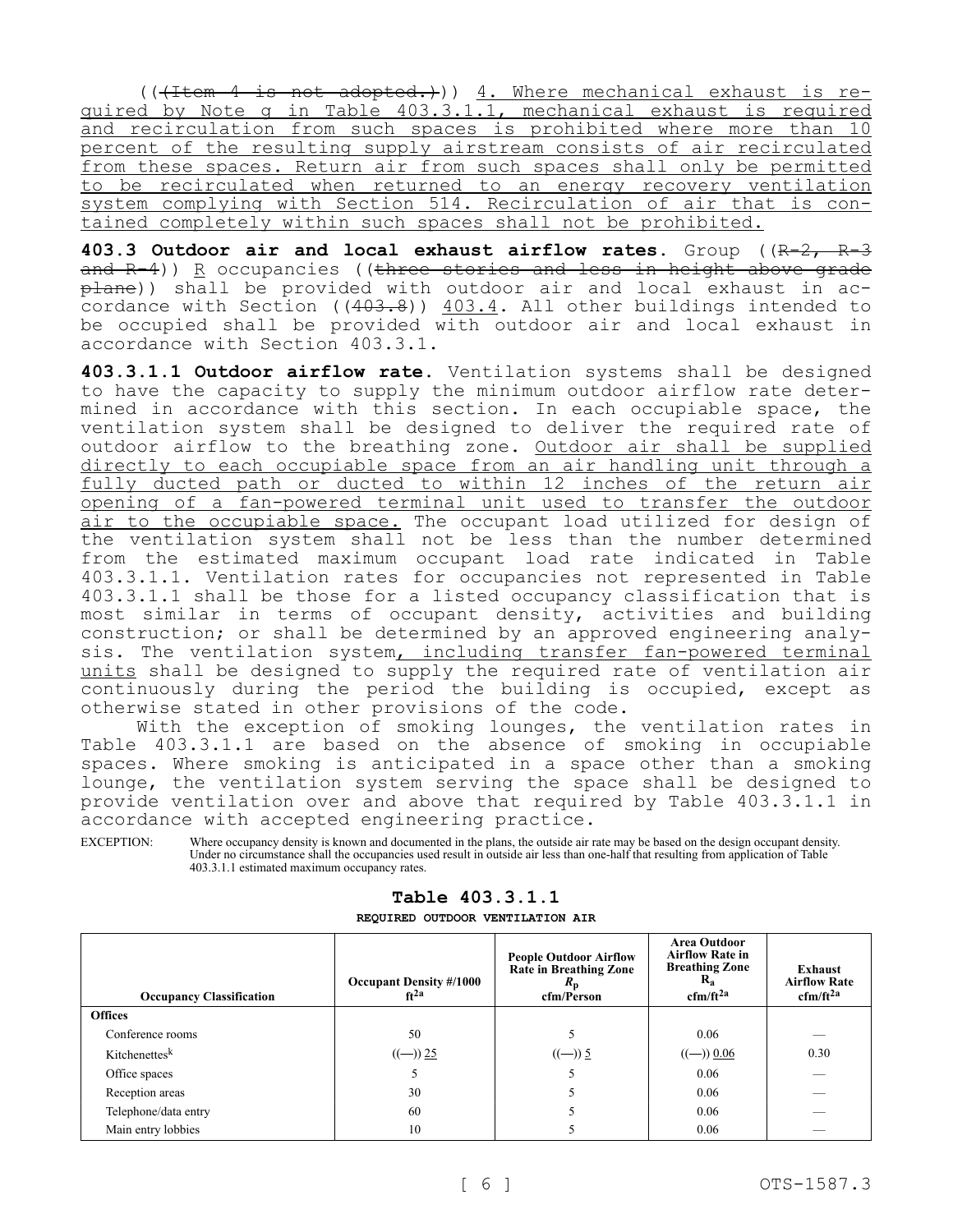((~~(Item 4 is not adopted.)~~)) <u>4. Where mechanical exhaust is required by Note g in Table 403.3.1.1, mechanical exhaust is required and recirculation from such spaces is prohibited where more than 10 percent of the resulting supply airstream consists of air recirculated from these spaces. Return air from such spaces shall only be permitted to be recirculated when returned to an energy recovery ventilation system complying with Section 514. Recirculation of air that is contained completely within such spaces shall not be prohibited.</u>

**403.3 Outdoor air and local exhaust airflow rates.** Group ((~~R-2, R-3 and R-4~~)) <u>R</u> occupancies ((~~three stories and less in height above grade plane~~)) shall be provided with outdoor air and local exhaust in accordance with Section ((~~403.8~~)) <u>403.4</u>. All other buildings intended to be occupied shall be provided with outdoor air and local exhaust in accordance with Section 403.3.1.

**403.3.1.1 Outdoor airflow rate.** Ventilation systems shall be designed to have the capacity to supply the minimum outdoor airflow rate determined in accordance with this section. In each occupiable space, the ventilation system shall be designed to deliver the required rate of outdoor airflow to the breathing zone. <u>Outdoor air shall be supplied directly to each occupiable space from an air handling unit through a fully ducted path or ducted to within 12 inches of the return air opening of a fan-powered terminal unit used to transfer the outdoor air to the occupiable space.</u> The occupant load utilized for design of the ventilation system shall not be less than the number determined from the estimated maximum occupant load rate indicated in Table 403.3.1.1. Ventilation rates for occupancies not represented in Table 403.3.1.1 shall be those for a listed occupancy classification that is most similar in terms of occupant density, activities and building construction; or shall be determined by an approved engineering analysis. The ventilation system<u>, including transfer fan-powered terminal units</u> shall be designed to supply the required rate of ventilation air continuously during the period the building is occupied, except as otherwise stated in other provisions of the code.

With the exception of smoking lounges, the ventilation rates in Table 403.3.1.1 are based on the absence of smoking in occupiable spaces. Where smoking is anticipated in a space other than a smoking lounge, the ventilation system serving the space shall be designed to provide ventilation over and above that required by Table 403.3.1.1 in accordance with accepted engineering practice.

EXCEPTION: Where occupancy density is known and documented in the plans, the outside air rate may be based on the design occupant density. Under no circumstance shall the occupancies used result in outside air less than one-half that resulting from application of Table 403.3.1.1 estimated maximum occupancy rates.

**Table 403.3.1.1**

**REQUIRED OUTDOOR VENTILATION AIR**

| Occupancy Classification | Occupant Density #/1000 ft[2a] | People Outdoor Airflow Rate in Breathing Zone $R_p$ cfm/Person | Area Outdoor Airflow Rate in Breathing Zone $R_a$ cfm/ft[2a] | Exhaust Airflow Rate cfm/ft[2a] |
|---|---|---|---|---|
| **Offices** | | | | |
| Conference rooms | 50 | 5 | 0.06 | — |
| Kitchenettes[k] | ((—)) <u>25</u> | ((—)) <u>5</u> | ((—)) <u>0.06</u> | 0.30 |
| Office spaces | 5 | 5 | 0.06 | — |
| Reception areas | 30 | 5 | 0.06 | — |
| Telephone/data entry | 60 | 5 | 0.06 | — |
| Main entry lobbies | 10 | 5 | 0.06 | — |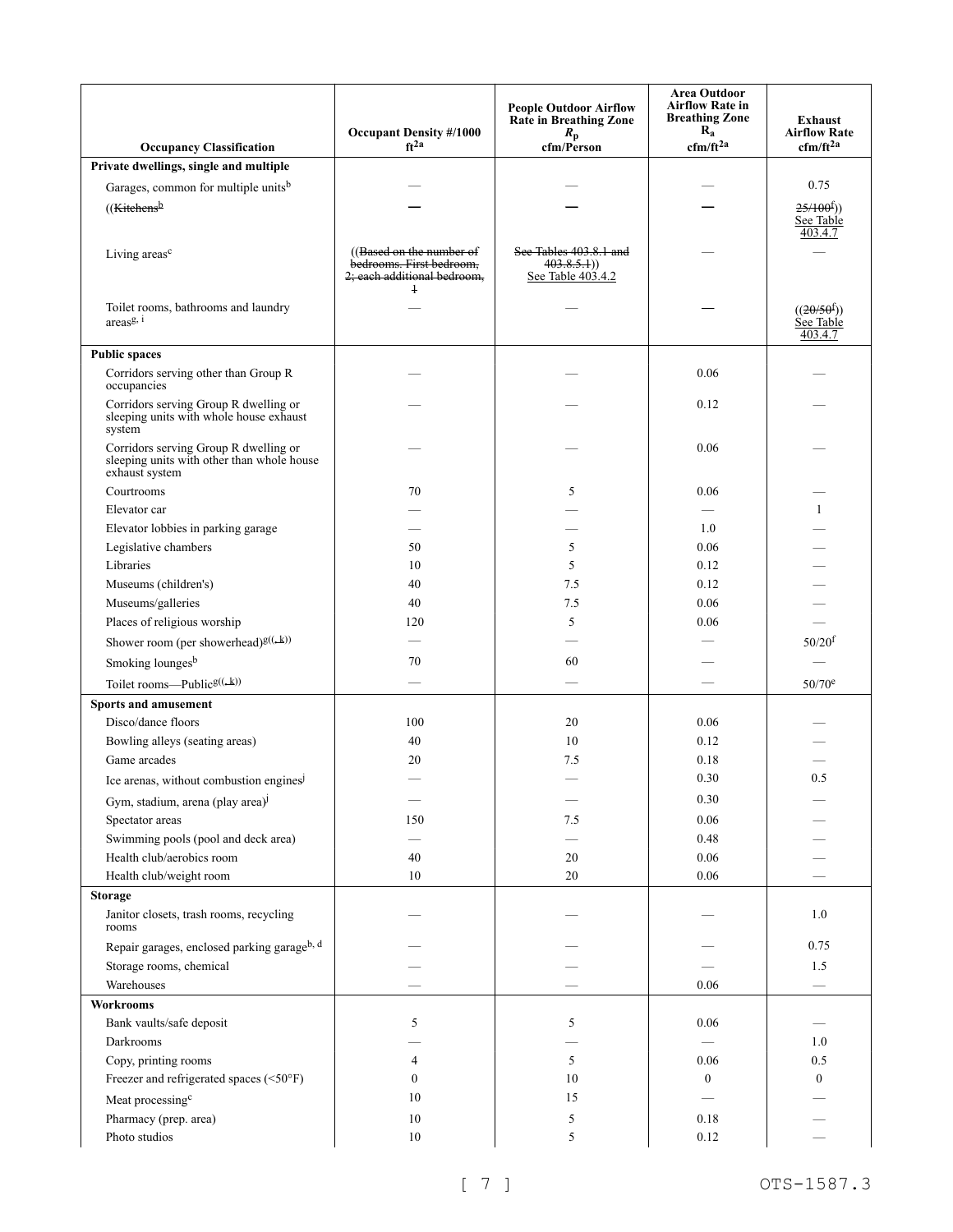| Occupancy Classification | Occupant Density #/1000 ft[2a] | People Outdoor Airflow Rate in Breathing Zone $R_p$ cfm/Person | Area Outdoor Airflow Rate in Breathing Zone $R_a$ cfm/ft[2a] | Exhaust Airflow Rate cfm/ft[2a] |
|---|---|---|---|---|
| **Private dwellings, single and multiple** | | | | |
| Garages, common for multiple units[b] | — | — | — | 0.75 |
| ((~~Kitchens[b]~~ | — | — | — | ~~25/100[f]~~)) See Table 403.4.7 |
| Living areas[c] | ((~~Based on the number of bedrooms. First bedroom, 2; each additional bedroom, 1~~ | ~~See Tables 403.8.1 and 403.8.5.1~~)) See Table 403.4.2 | — | — |
| Toilet rooms, bathrooms and laundry areas[g, i] | — | — | — | ((~~20/50[f]~~)) See Table 403.4.7 |
| **Public spaces** | | | | |
| Corridors serving other than Group R occupancies | — | — | 0.06 | — |
| Corridors serving Group R dwelling or sleeping units with whole house exhaust system | — | — | 0.12 | — |
| Corridors serving Group R dwelling or sleeping units with other than whole house exhaust system | — | — | 0.06 | — |
| Courtrooms | 70 | 5 | 0.06 | — |
| Elevator car | — | — | — | 1 |
| Elevator lobbies in parking garage | — | — | 1.0 | — |
| Legislative chambers | 50 | 5 | 0.06 | — |
| Libraries | 10 | 5 | 0.12 | — |
| Museums (children's) | 40 | 7.5 | 0.12 | — |
| Museums/galleries | 40 | 7.5 | 0.06 | — |
| Places of religious worship | 120 | 5 | 0.06 | — |
| Shower room (per showerhead)[g((, k))] | — | — | — | 50/20[f] |
| Smoking lounges[b] | 70 | 60 | — | — |
| Toilet rooms—Public[g((, k))] | — | — | — | 50/70[e] |
| **Sports and amusement** | | | | |
| Disco/dance floors | 100 | 20 | 0.06 | — |
| Bowling alleys (seating areas) | 40 | 10 | 0.12 | — |
| Game arcades | 20 | 7.5 | 0.18 | — |
| Ice arenas, without combustion engines[j] | — | — | 0.30 | 0.5 |
| Gym, stadium, arena (play area)[j] | — | — | 0.30 | — |
| Spectator areas | 150 | 7.5 | 0.06 | — |
| Swimming pools (pool and deck area) | — | — | 0.48 | — |
| Health club/aerobics room | 40 | 20 | 0.06 | — |
| Health club/weight room | 10 | 20 | 0.06 | — |
| **Storage** | | | | |
| Janitor closets, trash rooms, recycling rooms | — | — | — | 1.0 |
| Repair garages, enclosed parking garage[b, d] | — | — | — | 0.75 |
| Storage rooms, chemical | — | — | — | 1.5 |
| Warehouses | — | — | 0.06 | — |
| **Workrooms** | | | | |
| Bank vaults/safe deposit | 5 | 5 | 0.06 | — |
| Darkrooms | — | — | — | 1.0 |
| Copy, printing rooms | 4 | 5 | 0.06 | 0.5 |
| Freezer and refrigerated spaces (<50°F) | 0 | 10 | 0 | 0 |
| Meat processing[c] | 10 | 15 | — | — |
| Pharmacy (prep. area) | 10 | 5 | 0.18 | — |
| Photo studios | 10 | 5 | 0.12 | — |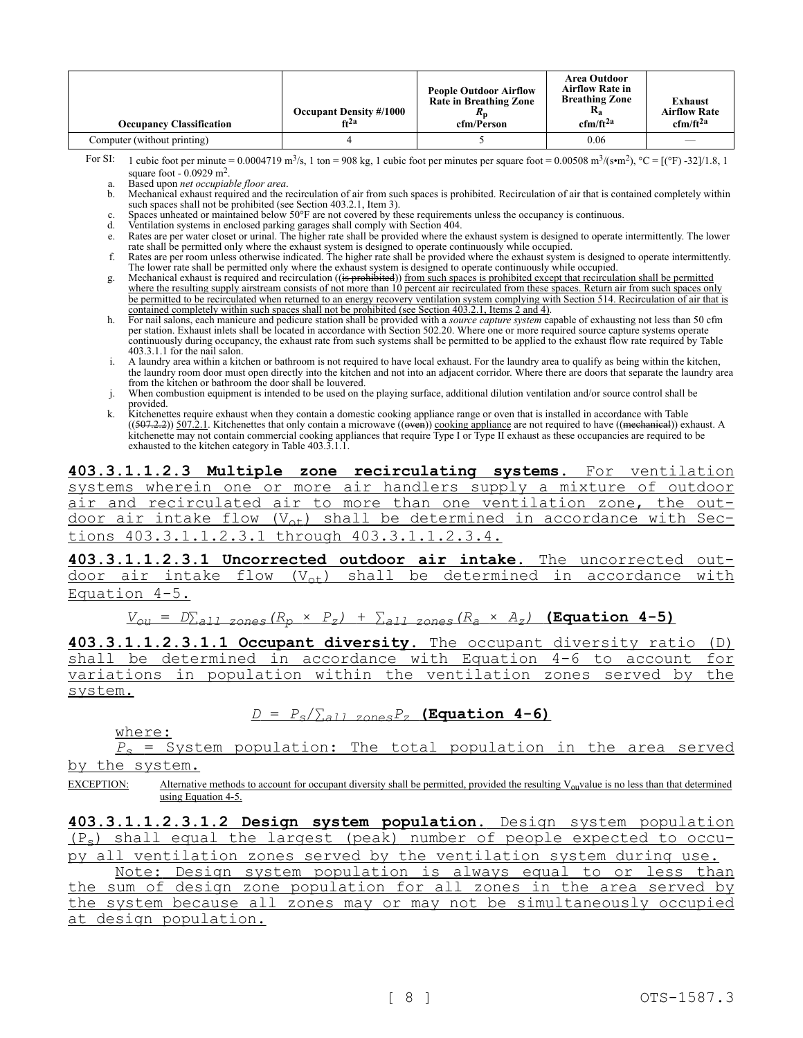| Occupancy Classification | Occupant Density #/1000 ft[2a] | People Outdoor Airflow Rate in Breathing Zone $R_p$ cfm/Person | Area Outdoor Airflow Rate in Breathing Zone $R_a$ cfm/ft[2a] | Exhaust Airflow Rate cfm/ft[2a] |
|---|---|---|---|---|
| Computer (without printing) | 4 | 5 | 0.06 | — |

For SI: 1 cubic foot per minute = 0.0004719 $m^3/s$, 1 ton = 908 kg, 1 cubic foot per minutes per square foot = 0.00508 $m^3/(s•m^2)$, °C = [(°F) -32]/1.8, 1 square foot - 0.0929 $m^2$.

a. Based upon *net occupiable floor area*.

b. Mechanical exhaust required and the recirculation of air from such spaces is prohibited. Recirculation of air that is contained completely within such spaces shall not be prohibited (see Section 403.2.1, Item 3).

c. Spaces unheated or maintained below 50°F are not covered by these requirements unless the occupancy is continuous.

d. Ventilation systems in enclosed parking garages shall comply with Section 404.

e. Rates are per water closet or urinal. The higher rate shall be provided where the exhaust system is designed to operate intermittently. The lower rate shall be permitted only where the exhaust system is designed to operate continuously while occupied.

f. Rates are per room unless otherwise indicated. The higher rate shall be provided where the exhaust system is designed to operate intermittently. The lower rate shall be permitted only where the exhaust system is designed to operate continuously while occupied.

g. Mechanical exhaust is required and recirculation ((~~is prohibited~~)) from such spaces is prohibited except that recirculation shall be permitted where the resulting supply airstream consists of not more than 10 percent air recirculated from these spaces. Return air from such spaces only be permitted to be recirculated when returned to an energy recovery ventilation system complying with Section 514. Recirculation of air that is contained completely within such spaces shall not be prohibited (see Section 403.2.1, Items 2 and 4).

h. For nail salons, each manicure and pedicure station shall be provided with a *source capture system* capable of exhausting not less than 50 cfm per station. Exhaust inlets shall be located in accordance with Section 502.20. Where one or more required source capture systems operate continuously during occupancy, the exhaust rate from such systems shall be permitted to be applied to the exhaust flow rate required by Table 403.3.1.1 for the nail salon.

i. A laundry area within a kitchen or bathroom is not required to have local exhaust. For the laundry area to qualify as being within the kitchen, the laundry room door must open directly into the kitchen and not into an adjacent corridor. Where there are doors that separate the laundry area from the kitchen or bathroom the door shall be louvered.

j. When combustion equipment is intended to be used on the playing surface, additional dilution ventilation and/or source control shall be provided.

k. Kitchenettes require exhaust when they contain a domestic cooking appliance range or oven that is installed in accordance with Table ((~~507.2.2~~)) 507.2.1. Kitchenettes that only contain a microwave ((~~oven~~)) cooking appliance are not required to have ((~~mechanical~~)) exhaust. A kitchenette may not contain commercial cooking appliances that require Type I or Type II exhaust as these occupancies are required to be exhausted to the kitchen category in Table 403.3.1.1.

**403.3.1.1.2.3 Multiple zone recirculating systems.** For ventilation systems wherein one or more air handlers supply a mixture of outdoor air and recirculated air to more than one ventilation zone, the outdoor air intake flow ($V_{ot}$) shall be determined in accordance with Sections 403.3.1.1.2.3.1 through 403.3.1.1.2.3.4.

**403.3.1.1.2.3.1 Uncorrected outdoor air intake.** The uncorrected outdoor air intake flow ($V_{ot}$) shall be determined in accordance with Equation 4-5.

$$V_{ou} = D\sum_{all\ zones}(R_p \times P_z) + \sum_{all\ zones}(R_a \times A_z)$$ **(Equation 4-5)**

**403.3.1.1.2.3.1.1 Occupant diversity.** The occupant diversity ratio (D) shall be determined in accordance with Equation 4-6 to account for variations in population within the ventilation zones served by the system.

$$D = P_s/\sum_{all\ zones}P_z$$ **(Equation 4-6)**

where:

$P_s$ = System population: The total population in the area served by the system.

EXCEPTION: Alternative methods to account for occupant diversity shall be permitted, provided the resulting $V_{ou}$ value is no less than that determined using Equation 4-5.

**403.3.1.1.2.3.1.2 Design system population.** Design system population ($P_s$) shall equal the largest (peak) number of people expected to occupy all ventilation zones served by the ventilation system during use.

Note: Design system population is always equal to or less than the sum of design zone population for all zones in the area served by the system because all zones may or may not be simultaneously occupied at design population.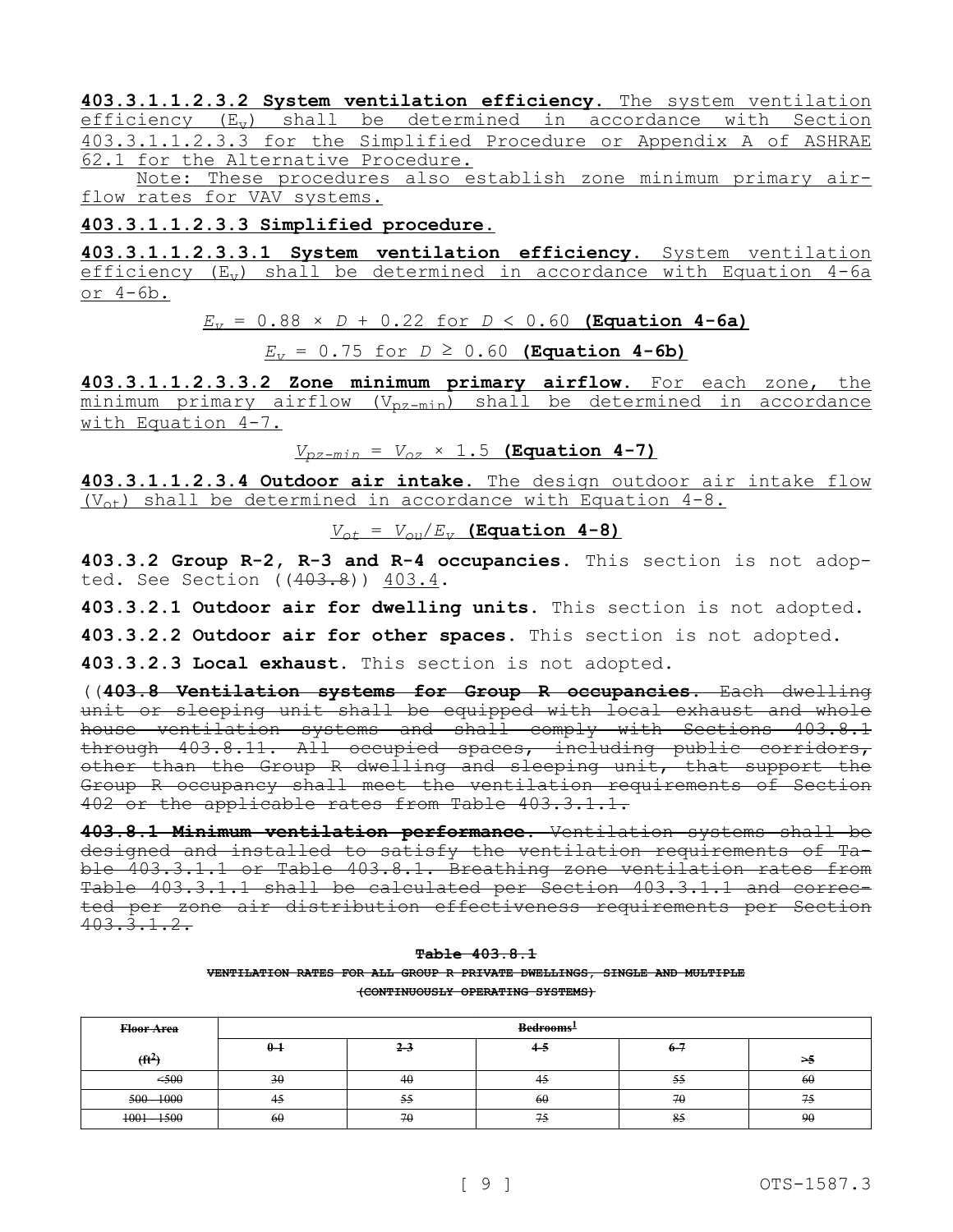**403.3.1.1.2.3.2 System ventilation efficiency.** The system ventilation efficiency ($E_v$) shall be determined in accordance with Section 403.3.1.1.2.3.3 for the Simplified Procedure or Appendix A of ASHRAE 62.1 for the Alternative Procedure.

Note: These procedures also establish zone minimum primary air-flow rates for VAV systems.

**403.3.1.1.2.3.3 Simplified procedure.**

**403.3.1.1.2.3.3.1 System ventilation efficiency.** System ventilation efficiency ($E_v$) shall be determined in accordance with Equation 4-6a or 4-6b.

$$E_v = 0.88 \times D + 0.22 \text{ for } D < 0.60$$ **(Equation 4-6a)**

$$E_v = 0.75 \text{ for } D \geq 0.60$$ **(Equation 4-6b)**

**403.3.1.1.2.3.3.2 Zone minimum primary airflow.** For each zone, the minimum primary airflow ($V_{pz-min}$) shall be determined in accordance with Equation 4-7.

$$V_{pz-min} = V_{oz} \times 1.5$$ **(Equation 4-7)**

**403.3.1.1.2.3.4 Outdoor air intake.** The design outdoor air intake flow ($V_{ot}$) shall be determined in accordance with Equation 4-8.

$$V_{ot} = V_{ou}/E_v$$ **(Equation 4-8)**

**403.3.2 Group R-2, R-3 and R-4 occupancies.** This section is not adopted. See Section ((~~403.8~~)) 403.4.

**403.3.2.1 Outdoor air for dwelling units.** This section is not adopted.

**403.3.2.2 Outdoor air for other spaces.** This section is not adopted.

**403.3.2.3 Local exhaust.** This section is not adopted.

((~~**403.8 Ventilation systems for Group R occupancies.** Each dwelling unit or sleeping unit shall be equipped with local exhaust and whole house ventilation systems and shall comply with Sections 403.8.1 through 403.8.11. All occupied spaces, including public corridors, other than the Group R dwelling and sleeping unit, that support the Group R occupancy shall meet the ventilation requirements of Section 402 or the applicable rates from Table 403.3.1.1.~~

~~**403.8.1 Minimum ventilation performance.** Ventilation systems shall be designed and installed to satisfy the ventilation requirements of Table 403.3.1.1 or Table 403.8.1. Breathing zone ventilation rates from Table 403.3.1.1 shall be calculated per Section 403.3.1.1 and corrected per zone air distribution effectiveness requirements per Section 403.3.1.2.~~

~~**Table 403.8.1**~~

~~**VENTILATION RATES FOR ALL GROUP R PRIVATE DWELLINGS, SINGLE AND MULTIPLE (CONTINUOUSLY OPERATING SYSTEMS)**~~

| ~~Floor Area (ft²)~~ | ~~Bedrooms[1]~~ | | | | |
|---|---|---|---|---|---|
| | ~~0-1~~ | ~~2-3~~ | ~~4-5~~ | ~~6-7~~ | ~~>5~~ |
| ~~<500~~ | ~~30~~ | ~~40~~ | ~~45~~ | ~~55~~ | ~~60~~ |
| ~~500 - 1000~~ | ~~45~~ | ~~55~~ | ~~60~~ | ~~70~~ | ~~75~~ |
| ~~1001 - 1500~~ | ~~60~~ | ~~70~~ | ~~75~~ | ~~85~~ | ~~90~~ |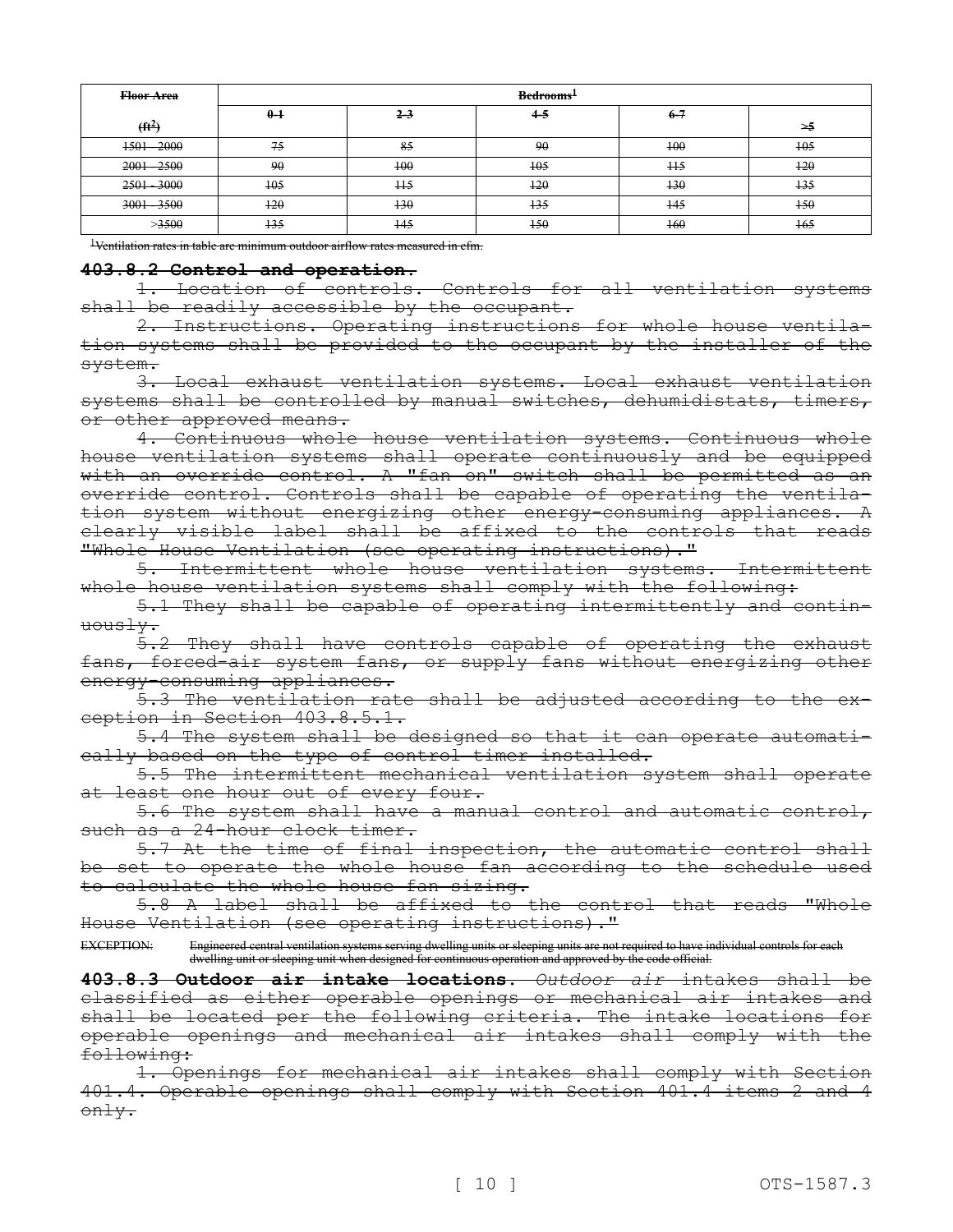| Floor Area (ft[2]) | Bedrooms[1] | | | | |
|---|---|---|---|---|---|
| | 0-1 | 2-3 | 4-5 | 6-7 | >5 |
| 1501 - 2000 | 75 | 85 | 90 | 100 | 105 |
| 2001 - 2500 | 90 | 100 | 105 | 115 | 120 |
| 2501 - 3000 | 105 | 115 | 120 | 130 | 135 |
| 3001 - 3500 | 120 | 130 | 135 | 145 | 150 |
| >3500 | 135 | 145 | 150 | 160 | 165 |

[1]Ventilation rates in table are minimum outdoor airflow rates measured in cfm.

**403.8.2 Control and operation.**

1. Location of controls. Controls for all ventilation systems shall be readily accessible by the occupant.

2. Instructions. Operating instructions for whole house ventilation systems shall be provided to the occupant by the installer of the system.

3. Local exhaust ventilation systems. Local exhaust ventilation systems shall be controlled by manual switches, dehumidistats, timers, or other approved means.

4. Continuous whole house ventilation systems. Continuous whole house ventilation systems shall operate continuously and be equipped with an override control. A "fan on" switch shall be permitted as an override control. Controls shall be capable of operating the ventilation system without energizing other energy-consuming appliances. A clearly visible label shall be affixed to the controls that reads "Whole House Ventilation (see operating instructions)."

5. Intermittent whole house ventilation systems. Intermittent whole house ventilation systems shall comply with the following:

5.1 They shall be capable of operating intermittently and continuously.

5.2 They shall have controls capable of operating the exhaust fans, forced-air system fans, or supply fans without energizing other energy-consuming appliances.

5.3 The ventilation rate shall be adjusted according to the exception in Section 403.8.5.1.

5.4 The system shall be designed so that it can operate automatically based on the type of control timer installed.

5.5 The intermittent mechanical ventilation system shall operate at least one hour out of every four.

5.6 The system shall have a manual control and automatic control, such as a 24-hour clock timer.

5.7 At the time of final inspection, the automatic control shall be set to operate the whole house fan according to the schedule used to calculate the whole house fan sizing.

5.8 A label shall be affixed to the control that reads "Whole House Ventilation (see operating instructions)."

EXCEPTION: Engineered central ventilation systems serving dwelling units or sleeping units are not required to have individual controls for each dwelling unit or sleeping unit when designed for continuous operation and approved by the code official.

**403.8.3 Outdoor air intake locations.** *Outdoor air* intakes shall be classified as either operable openings or mechanical air intakes and shall be located per the following criteria. The intake locations for operable openings and mechanical air intakes shall comply with the following:

1. Openings for mechanical air intakes shall comply with Section 401.4. Operable openings shall comply with Section 401.4 items 2 and 4 only.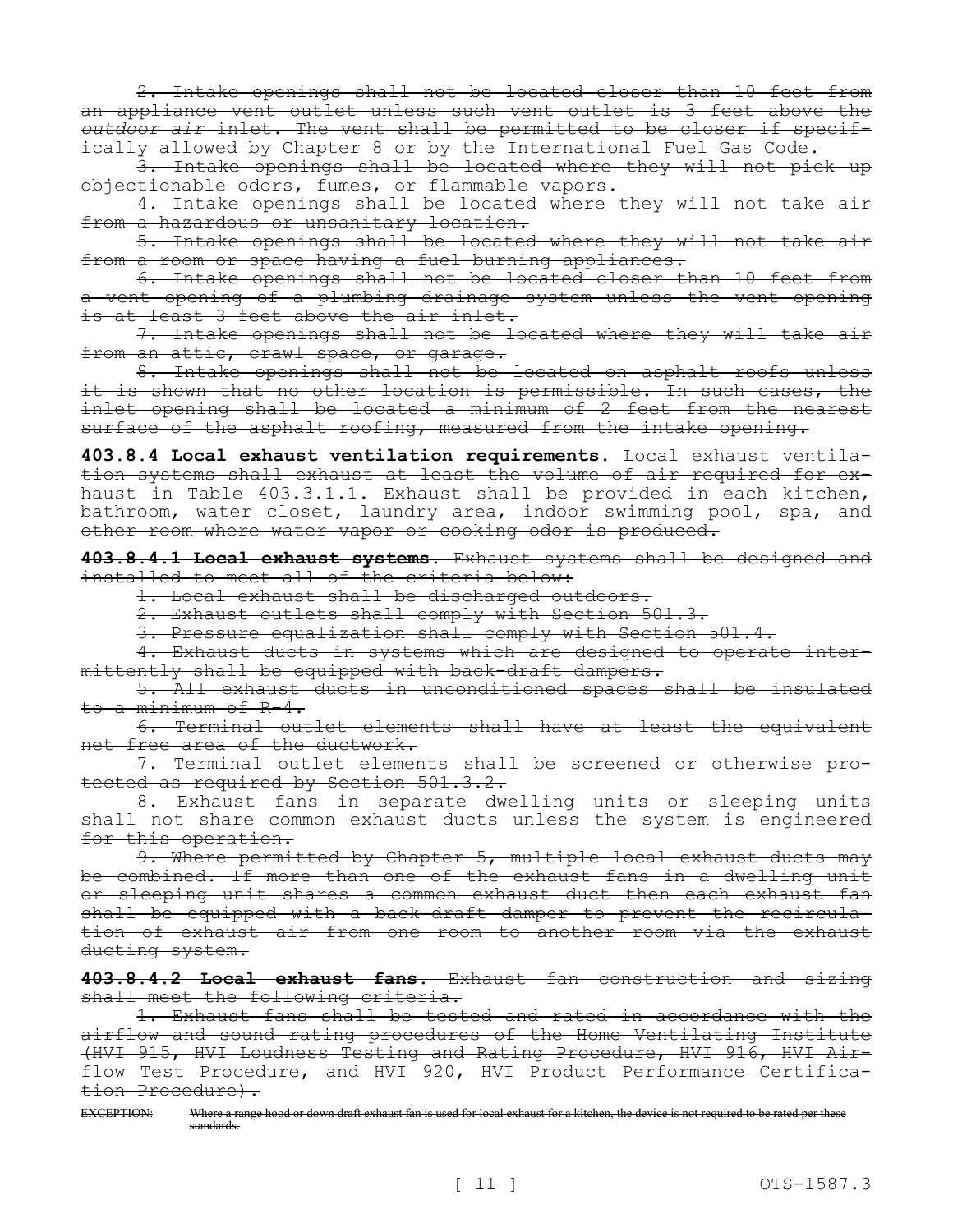~~2. Intake openings shall not be located closer than 10 feet from an appliance vent outlet unless such vent outlet is 3 feet above the *outdoor air* inlet. The vent shall be permitted to be closer if specifically allowed by Chapter 8 or by the International Fuel Gas Code.~~

~~3. Intake openings shall be located where they will not pick up objectionable odors, fumes, or flammable vapors.~~

~~4. Intake openings shall be located where they will not take air from a hazardous or unsanitary location.~~

~~5. Intake openings shall be located where they will not take air from a room or space having a fuel-burning appliances.~~

~~6. Intake openings shall not be located closer than 10 feet from a vent opening of a plumbing drainage system unless the vent opening is at least 3 feet above the air inlet.~~

~~7. Intake openings shall not be located where they will take air from an attic, crawl space, or garage.~~

~~8. Intake openings shall not be located on asphalt roofs unless it is shown that no other location is permissible. In such cases, the inlet opening shall be located a minimum of 2 feet from the nearest surface of the asphalt roofing, measured from the intake opening.~~

~~**403.8.4 Local exhaust ventilation requirements.** Local exhaust ventilation systems shall exhaust at least the volume of air required for exhaust in Table 403.3.1.1. Exhaust shall be provided in each kitchen, bathroom, water closet, laundry area, indoor swimming pool, spa, and other room where water vapor or cooking odor is produced.~~

~~**403.8.4.1 Local exhaust systems.** Exhaust systems shall be designed and installed to meet all of the criteria below:~~

~~1. Local exhaust shall be discharged outdoors.~~

~~2. Exhaust outlets shall comply with Section 501.3.~~

~~3. Pressure equalization shall comply with Section 501.4.~~

~~4. Exhaust ducts in systems which are designed to operate intermittently shall be equipped with back-draft dampers.~~

~~5. All exhaust ducts in unconditioned spaces shall be insulated to a minimum of R-4.~~

~~6. Terminal outlet elements shall have at least the equivalent net free area of the ductwork.~~

~~7. Terminal outlet elements shall be screened or otherwise protected as required by Section 501.3.2.~~

~~8. Exhaust fans in separate dwelling units or sleeping units shall not share common exhaust ducts unless the system is engineered for this operation.~~

~~9. Where permitted by Chapter 5, multiple local exhaust ducts may be combined. If more than one of the exhaust fans in a dwelling unit or sleeping unit shares a common exhaust duct then each exhaust fan shall be equipped with a back-draft damper to prevent the recirculation of exhaust air from one room to another room via the exhaust ducting system.~~

~~**403.8.4.2 Local exhaust fans.** Exhaust fan construction and sizing shall meet the following criteria.~~

~~1. Exhaust fans shall be tested and rated in accordance with the airflow and sound rating procedures of the Home Ventilating Institute (HVI 915, HVI Loudness Testing and Rating Procedure, HVI 916, HVI Airflow Test Procedure, and HVI 920, HVI Product Performance Certification Procedure).~~

~~EXCEPTION: Where a range hood or down draft exhaust fan is used for local exhaust for a kitchen, the device is not required to be rated per these standards.~~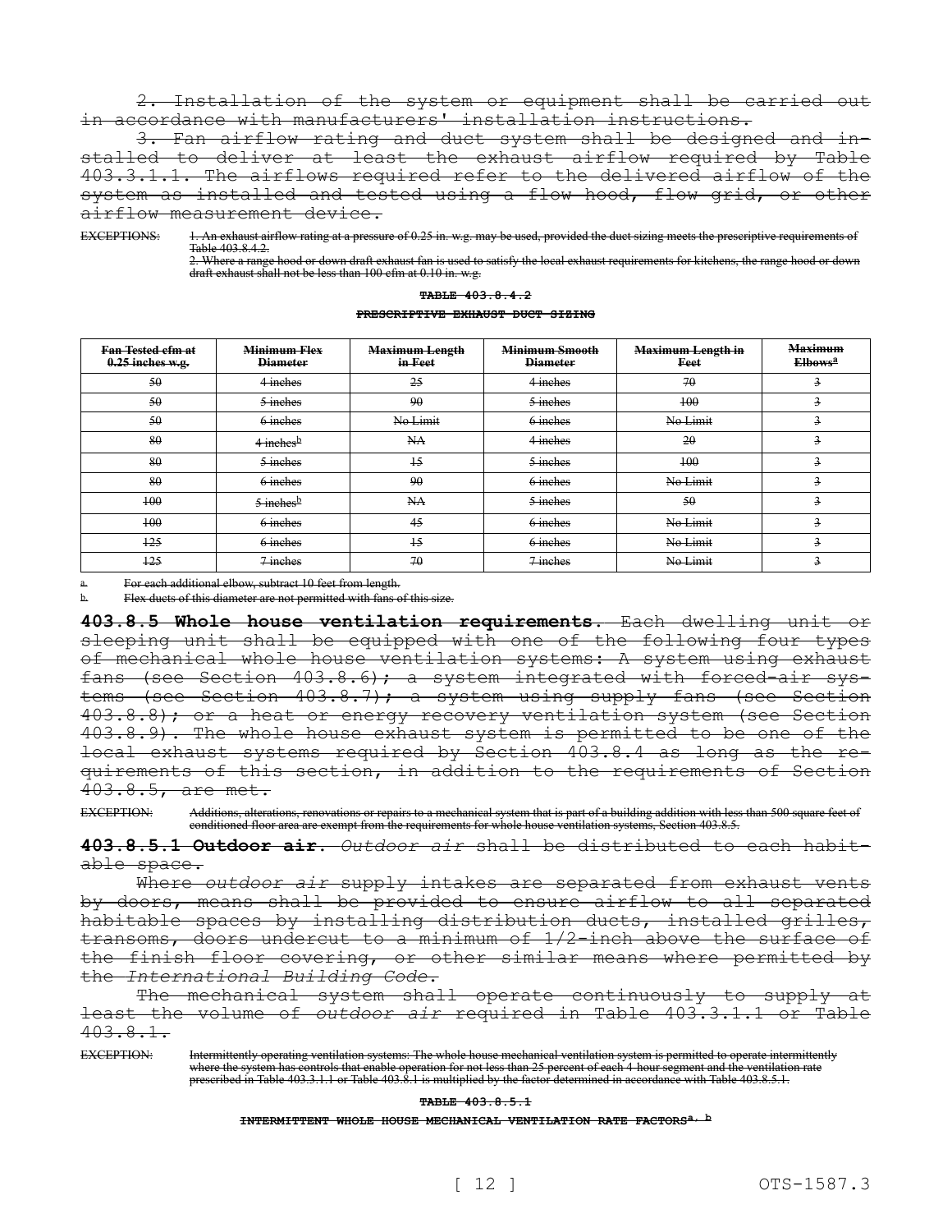2. Installation of the system or equipment shall be carried out in accordance with manufacturers' installation instructions.

3. Fan airflow rating and duct system shall be designed and installed to deliver at least the exhaust airflow required by Table 403.3.1.1. The airflows required refer to the delivered airflow of the system as installed and tested using a flow hood, flow grid, or other airflow measurement device.

EXCEPTIONS: 1. An exhaust airflow rating at a pressure of 0.25 in. w.g. may be used, provided the duct sizing meets the prescriptive requirements of Table 403.8.4.2.

2. Where a range hood or down draft exhaust fan is used to satisfy the local exhaust requirements for kitchens, the range hood or down draft exhaust shall not be less than 100 cfm at 0.10 in. w.g.

**TABLE 403.8.4.2**

**PRESCRIPTIVE EXHAUST DUCT SIZING**

| Fan Tested cfm at 0.25 inches w.g. | Minimum Flex Diameter | Maximum Length in Feet | Minimum Smooth Diameter | Maximum Length in Feet | Maximum Elbows[a] |
|---|---|---|---|---|---|
| 50 | 4 inches | 25 | 4 inches | 70 | 3 |
| 50 | 5 inches | 90 | 5 inches | 100 | 3 |
| 50 | 6 inches | No Limit | 6 inches | No Limit | 3 |
| 80 | 4 inches[b] | NA | 4 inches | 20 | 3 |
| 80 | 5 inches | 15 | 5 inches | 100 | 3 |
| 80 | 6 inches | 90 | 6 inches | No Limit | 3 |
| 100 | 5 inches[b] | NA | 5 inches | 50 | 3 |
| 100 | 6 inches | 45 | 6 inches | No Limit | 3 |
| 125 | 6 inches | 15 | 6 inches | No Limit | 3 |
| 125 | 7 inches | 70 | 7 inches | No Limit | 3 |

a. For each additional elbow, subtract 10 feet from length.

b. Flex ducts of this diameter are not permitted with fans of this size.

**403.8.5 Whole house ventilation requirements.** Each dwelling unit or sleeping unit shall be equipped with one of the following four types of mechanical whole house ventilation systems: A system using exhaust fans (see Section 403.8.6); a system integrated with forced-air systems (see Section 403.8.7); a system using supply fans (see Section 403.8.8); or a heat or energy recovery ventilation system (see Section 403.8.9). The whole house exhaust system is permitted to be one of the local exhaust systems required by Section 403.8.4 as long as the requirements of this section, in addition to the requirements of Section 403.8.5, are met.

EXCEPTION: Additions, alterations, renovations or repairs to a mechanical system that is part of a building addition with less than 500 square feet of conditioned floor area are exempt from the requirements for whole house ventilation systems, Section 403.8.5.

**403.8.5.1 Outdoor air.** *Outdoor air* shall be distributed to each habitable space.

Where *outdoor air* supply intakes are separated from exhaust vents by doors, means shall be provided to ensure airflow to all separated habitable spaces by installing distribution ducts, installed grilles, transoms, doors undercut to a minimum of 1/2-inch above the surface of the finish floor covering, or other similar means where permitted by the *International Building Code*.

The mechanical system shall operate continuously to supply at least the volume of *outdoor air* required in Table 403.3.1.1 or Table 403.8.1.

EXCEPTION: Intermittently operating ventilation systems: The whole house mechanical ventilation system is permitted to operate intermittently where the system has controls that enable operation for not less than 25 percent of each 4-hour segment and the ventilation rate prescribed in Table 403.3.1.1 or Table 403.8.1 is multiplied by the factor determined in accordance with Table 403.8.5.1.

**TABLE 403.8.5.1**

**INTERMITTENT WHOLE HOUSE MECHANICAL VENTILATION RATE FACTORS[a, b]**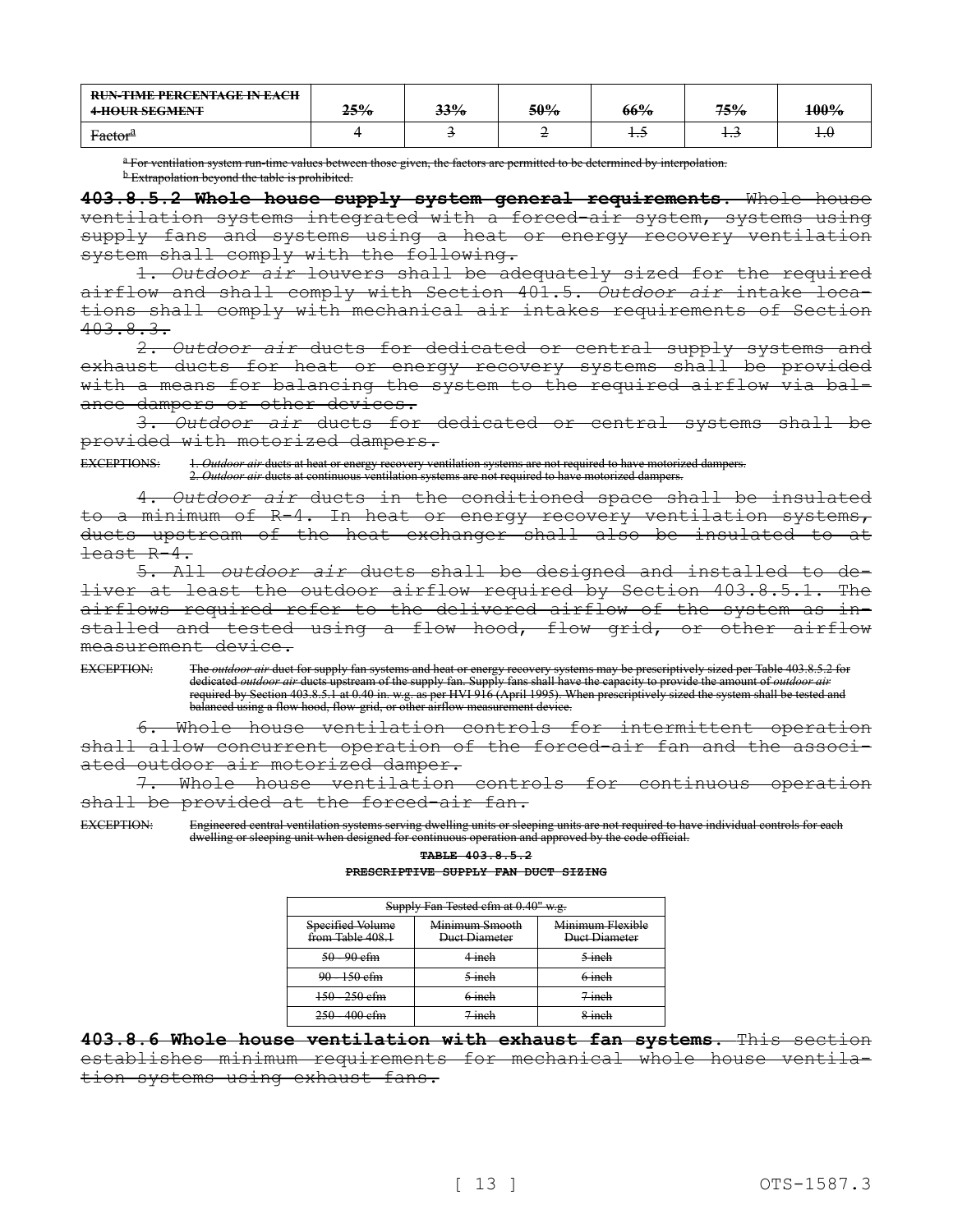| RUN-TIME PERCENTAGE IN EACH 4-HOUR SEGMENT | 25% | 33% | 50% | 66% | 75% | 100% |
|---|---|---|---|---|---|---|
| Factor[a] | 4 | 3 | 2 | 1.5 | 1.3 | 1.0 |

[a] For ventilation system run-time values between those given, the factors are permitted to be determined by interpolation.

[b] Extrapolation beyond the table is prohibited.

**403.8.5.2 Whole house supply system general requirements.** Whole house ventilation systems integrated with a forced-air system, systems using supply fans and systems using a heat or energy recovery ventilation system shall comply with the following.

1. *Outdoor air* louvers shall be adequately sized for the required airflow and shall comply with Section 401.5. *Outdoor air* intake locations shall comply with mechanical air intakes requirements of Section 403.8.3.

2. *Outdoor air* ducts for dedicated or central supply systems and exhaust ducts for heat or energy recovery systems shall be provided with a means for balancing the system to the required airflow via balance dampers or other devices.

3. *Outdoor air* ducts for dedicated or central systems shall be provided with motorized dampers.

EXCEPTIONS: 1. *Outdoor air* ducts at heat or energy recovery ventilation systems are not required to have motorized dampers.
2. *Outdoor air* ducts at continuous ventilation systems are not required to have motorized dampers.

4. *Outdoor air* ducts in the conditioned space shall be insulated to a minimum of R-4. In heat or energy recovery ventilation systems, ducts upstream of the heat exchanger shall also be insulated to at least R-4.

5. All *outdoor air* ducts shall be designed and installed to deliver at least the outdoor airflow required by Section 403.8.5.1. The airflows required refer to the delivered airflow of the system as installed and tested using a flow hood, flow grid, or other airflow measurement device.

EXCEPTION: The *outdoor air* duct for supply fan systems and heat or energy recovery systems may be prescriptively sized per Table 403.8.5.2 for dedicated *outdoor air* ducts upstream of the supply fan. Supply fans shall have the capacity to provide the amount of *outdoor air* required by Section 403.8.5.1 at 0.40 in. w.g. as per HVI 916 (April 1995). When prescriptively sized the system shall be tested and balanced using a flow hood, flow grid, or other airflow measurement device.

6. Whole house ventilation controls for intermittent operation shall allow concurrent operation of the forced-air fan and the associated outdoor air motorized damper.

7. Whole house ventilation controls for continuous operation shall be provided at the forced-air fan.

EXCEPTION: Engineered central ventilation systems serving dwelling units or sleeping units are not required to have individual controls for each dwelling or sleeping unit when designed for continuous operation and approved by the code official.

**TABLE 403.8.5.2**
**PRESCRIPTIVE SUPPLY FAN DUCT SIZING**

| Supply Fan Tested cfm at 0.40" w.g. | | |
|---|---|---|
| Specified Volume from Table 408.1 | Minimum Smooth Duct Diameter | Minimum Flexible Duct Diameter |
| 50 - 90 cfm | 4 inch | 5 inch |
| 90 - 150 cfm | 5 inch | 6 inch |
| 150 - 250 cfm | 6 inch | 7 inch |
| 250 - 400 cfm | 7 inch | 8 inch |

**403.8.6 Whole house ventilation with exhaust fan systems.** This section establishes minimum requirements for mechanical whole house ventilation systems using exhaust fans.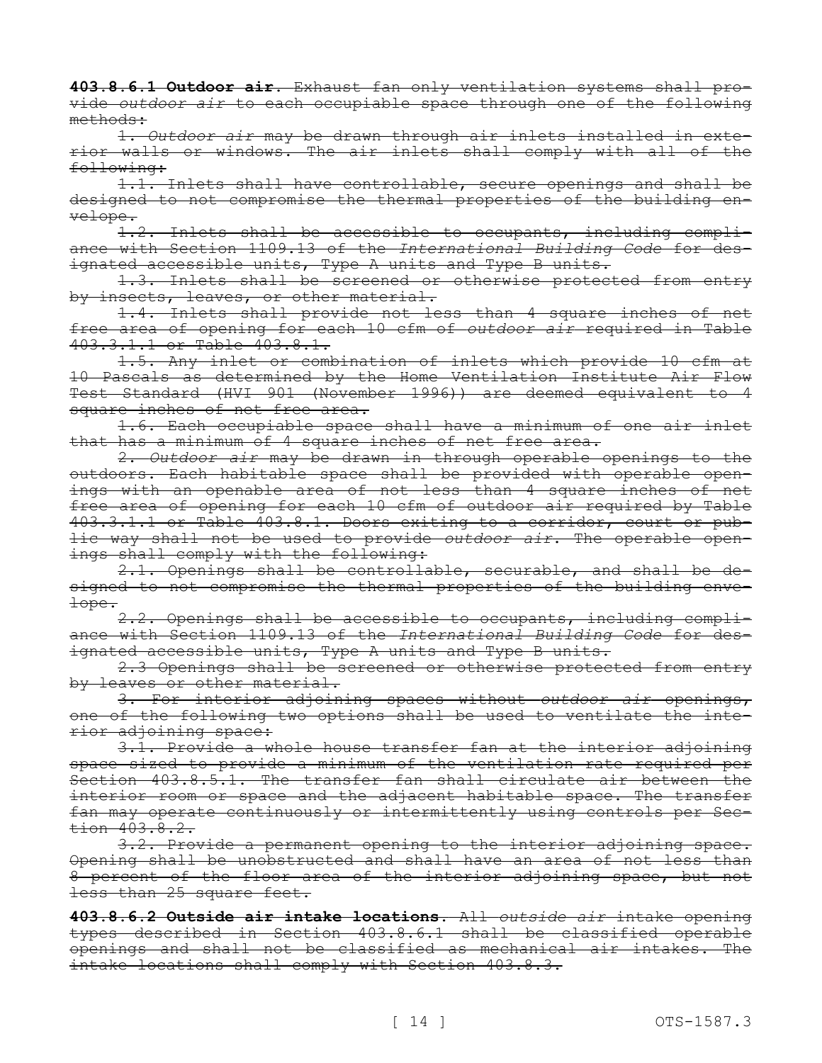**403.8.6.1 Outdoor air.** ~~Exhaust fan only ventilation systems shall provide *outdoor air* to each occupiable space through one of the following methods:~~

~~1. *Outdoor air* may be drawn through air inlets installed in exterior walls or windows. The air inlets shall comply with all of the following:~~

~~1.1. Inlets shall have controllable, secure openings and shall be designed to not compromise the thermal properties of the building envelope.~~

~~1.2. Inlets shall be accessible to occupants, including compliance with Section 1109.13 of the *International Building Code* for designated accessible units, Type A units and Type B units.~~

~~1.3. Inlets shall be screened or otherwise protected from entry by insects, leaves, or other material.~~

~~1.4. Inlets shall provide not less than 4 square inches of net free area of opening for each 10 cfm of *outdoor air* required in Table 403.3.1.1 or Table 403.8.1.~~

~~1.5. Any inlet or combination of inlets which provide 10 cfm at 10 Pascals as determined by the Home Ventilation Institute Air Flow Test Standard (HVI 901 (November 1996)) are deemed equivalent to 4 square inches of net free area.~~

~~1.6. Each occupiable space shall have a minimum of one air inlet that has a minimum of 4 square inches of net free area.~~

~~2. *Outdoor air* may be drawn in through operable openings to the outdoors. Each habitable space shall be provided with operable openings with an openable area of not less than 4 square inches of net free area of opening for each 10 cfm of outdoor air required by Table 403.3.1.1 or Table 403.8.1. Doors exiting to a corridor, court or public way shall not be used to provide *outdoor air*. The operable openings shall comply with the following:~~

~~2.1. Openings shall be controllable, securable, and shall be designed to not compromise the thermal properties of the building envelope.~~

~~2.2. Openings shall be accessible to occupants, including compliance with Section 1109.13 of the *International Building Code* for designated accessible units, Type A units and Type B units.~~

~~2.3 Openings shall be screened or otherwise protected from entry by leaves or other material.~~

~~3. For interior adjoining spaces without *outdoor air* openings, one of the following two options shall be used to ventilate the interior adjoining space:~~

~~3.1. Provide a whole house transfer fan at the interior adjoining space sized to provide a minimum of the ventilation rate required per Section 403.8.5.1. The transfer fan shall circulate air between the interior room or space and the adjacent habitable space. The transfer fan may operate continuously or intermittently using controls per Section 403.8.2.~~

~~3.2. Provide a permanent opening to the interior adjoining space. Opening shall be unobstructed and shall have an area of not less than 8 percent of the floor area of the interior adjoining space, but not less than 25 square feet.~~

**403.8.6.2 Outside air intake locations.** ~~All *outside air* intake opening types described in Section 403.8.6.1 shall be classified operable openings and shall not be classified as mechanical air intakes. The intake locations shall comply with Section 403.8.3.~~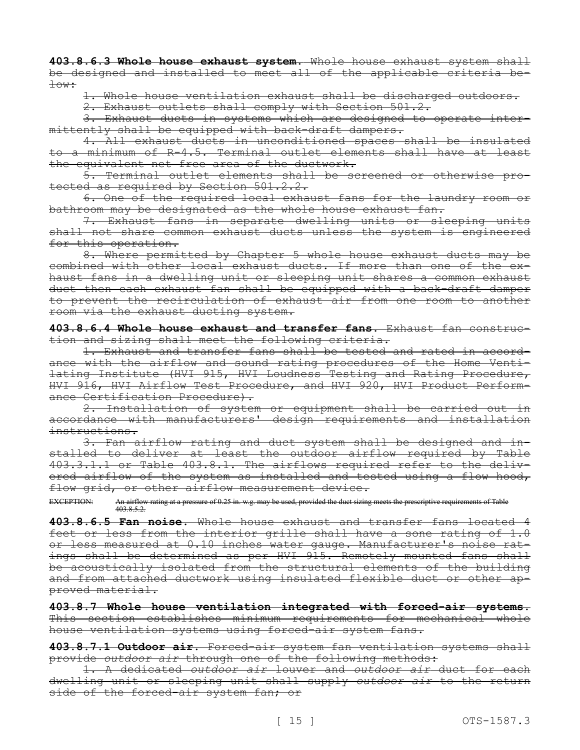~~**403.8.6.3 Whole house exhaust system.** Whole house exhaust system shall be designed and installed to meet all of the applicable criteria below:~~

~~1. Whole house ventilation exhaust shall be discharged outdoors.~~

~~2. Exhaust outlets shall comply with Section 501.2.~~

~~3. Exhaust ducts in systems which are designed to operate intermittently shall be equipped with back-draft dampers.~~

~~4. All exhaust ducts in unconditioned spaces shall be insulated to a minimum of R-4.5. Terminal outlet elements shall have at least the equivalent net free area of the ductwork.~~

~~5. Terminal outlet elements shall be screened or otherwise protected as required by Section 501.2.2.~~

~~6. One of the required local exhaust fans for the laundry room or bathroom may be designated as the whole house exhaust fan.~~

~~7. Exhaust fans in separate dwelling units or sleeping units shall not share common exhaust ducts unless the system is engineered for this operation.~~

~~8. Where permitted by Chapter 5 whole house exhaust ducts may be combined with other local exhaust ducts. If more than one of the exhaust fans in a dwelling unit or sleeping unit shares a common exhaust duct then each exhaust fan shall be equipped with a back-draft damper to prevent the recirculation of exhaust air from one room to another room via the exhaust ducting system.~~

~~**403.8.6.4 Whole house exhaust and transfer fans.** Exhaust fan construction and sizing shall meet the following criteria.~~

~~1. Exhaust and transfer fans shall be tested and rated in accordance with the airflow and sound rating procedures of the Home Ventilating Institute (HVI 915, HVI Loudness Testing and Rating Procedure, HVI 916, HVI Airflow Test Procedure, and HVI 920, HVI Product Performance Certification Procedure).~~

~~2. Installation of system or equipment shall be carried out in accordance with manufacturers' design requirements and installation instructions.~~

~~3. Fan airflow rating and duct system shall be designed and installed to deliver at least the outdoor airflow required by Table 403.3.1.1 or Table 403.8.1. The airflows required refer to the delivered airflow of the system as installed and tested using a flow hood, flow grid, or other airflow measurement device.~~

~~EXCEPTION: An airflow rating at a pressure of 0.25 in. w.g. may be used, provided the duct sizing meets the prescriptive requirements of Table 403.8.5.2.~~

~~**403.8.6.5 Fan noise.** Whole house exhaust and transfer fans located 4 feet or less from the interior grille shall have a sone rating of 1.0 or less measured at 0.10 inches water gauge. Manufacturer's noise ratings shall be determined as per HVI 915. Remotely mounted fans shall be acoustically isolated from the structural elements of the building and from attached ductwork using insulated flexible duct or other approved material.~~

~~**403.8.7 Whole house ventilation integrated with forced-air systems.** This section establishes minimum requirements for mechanical whole house ventilation systems using forced-air system fans.~~

~~**403.8.7.1 Outdoor air.** Forced-air system fan ventilation systems shall provide *outdoor air* through one of the following methods:~~

~~1. A dedicated *outdoor air* louver and *outdoor air* duct for each dwelling unit or sleeping unit shall supply *outdoor air* to the return side of the forced-air system fan; or~~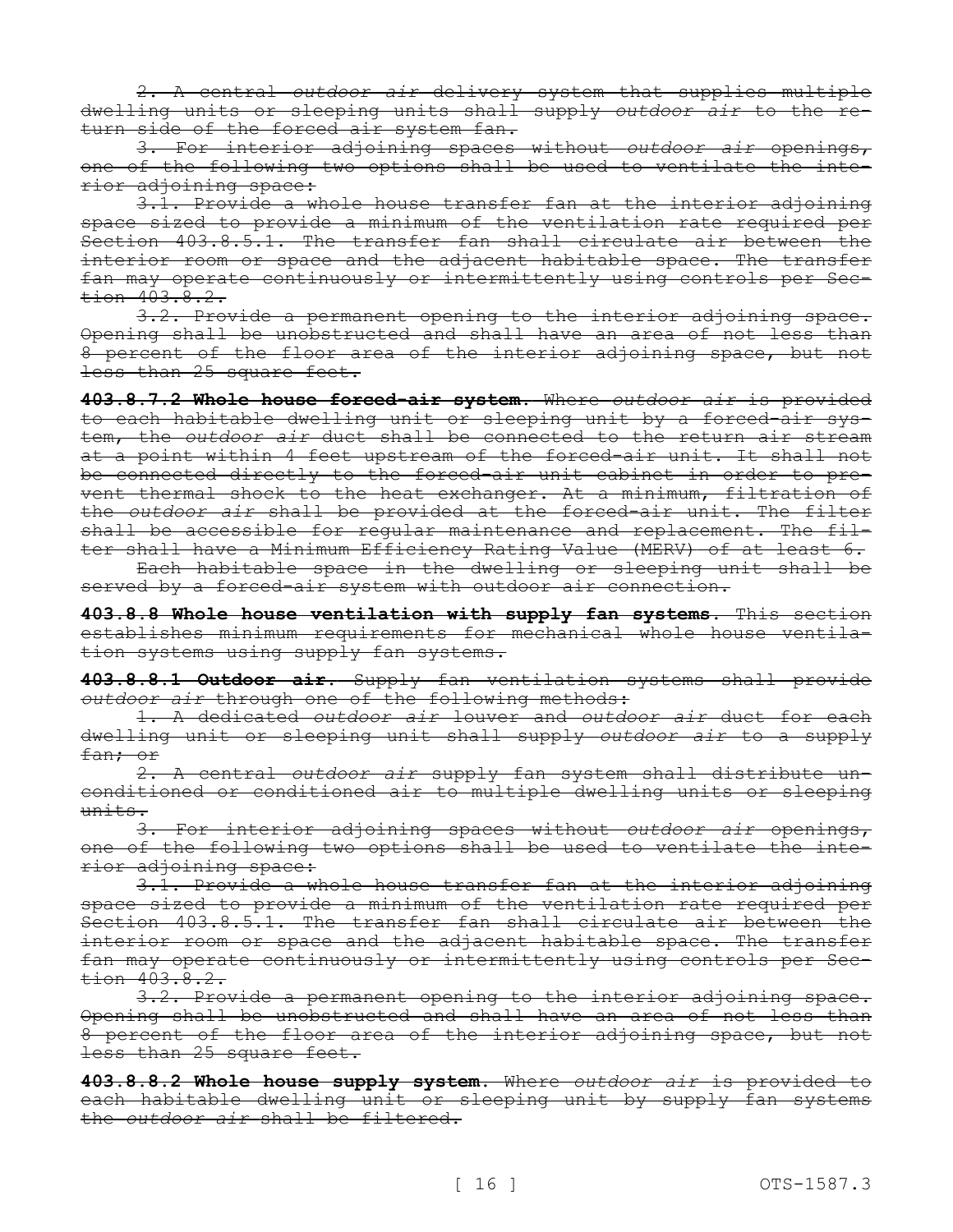~~2. A central *outdoor air* delivery system that supplies multiple dwelling units or sleeping units shall supply *outdoor air* to the return side of the forced air system fan.~~

~~3. For interior adjoining spaces without *outdoor air* openings, one of the following two options shall be used to ventilate the interior adjoining space:~~

~~3.1. Provide a whole house transfer fan at the interior adjoining space sized to provide a minimum of the ventilation rate required per Section 403.8.5.1. The transfer fan shall circulate air between the interior room or space and the adjacent habitable space. The transfer fan may operate continuously or intermittently using controls per Section 403.8.2.~~

~~3.2. Provide a permanent opening to the interior adjoining space. Opening shall be unobstructed and shall have an area of not less than 8 percent of the floor area of the interior adjoining space, but not less than 25 square feet.~~

~~**403.8.7.2 Whole house forced-air system**. Where *outdoor air* is provided to each habitable dwelling unit or sleeping unit by a forced-air system, the *outdoor air* duct shall be connected to the return air stream at a point within 4 feet upstream of the forced-air unit. It shall not be connected directly to the forced-air unit cabinet in order to prevent thermal shock to the heat exchanger. At a minimum, filtration of the *outdoor air* shall be provided at the forced-air unit. The filter shall be accessible for regular maintenance and replacement. The filter shall have a Minimum Efficiency Rating Value (MERV) of at least 6.~~

~~Each habitable space in the dwelling or sleeping unit shall be served by a forced-air system with outdoor air connection.~~

~~**403.8.8 Whole house ventilation with supply fan systems**. This section establishes minimum requirements for mechanical whole house ventilation systems using supply fan systems.~~

~~**403.8.8.1 Outdoor air**. Supply fan ventilation systems shall provide *outdoor air* through one of the following methods:~~

~~1. A dedicated *outdoor air* louver and *outdoor air* duct for each dwelling unit or sleeping unit shall supply *outdoor air* to a supply fan; or~~

~~2. A central *outdoor air* supply fan system shall distribute unconditioned or conditioned air to multiple dwelling units or sleeping units.~~

~~3. For interior adjoining spaces without *outdoor air* openings, one of the following two options shall be used to ventilate the interior adjoining space:~~

~~3.1. Provide a whole house transfer fan at the interior adjoining space sized to provide a minimum of the ventilation rate required per Section 403.8.5.1. The transfer fan shall circulate air between the interior room or space and the adjacent habitable space. The transfer fan may operate continuously or intermittently using controls per Section 403.8.2.~~

~~3.2. Provide a permanent opening to the interior adjoining space. Opening shall be unobstructed and shall have an area of not less than 8 percent of the floor area of the interior adjoining space, but not less than 25 square feet.~~

~~**403.8.8.2 Whole house supply system**. Where *outdoor air* is provided to each habitable dwelling unit or sleeping unit by supply fan systems the *outdoor air* shall be filtered.~~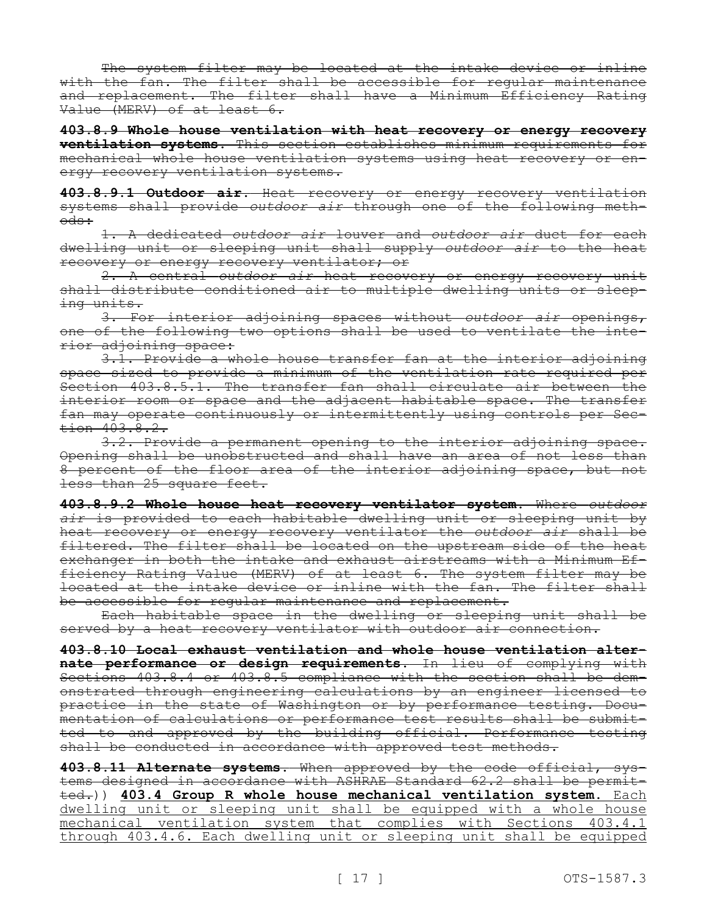~~The system filter may be located at the intake device or inline with the fan. The filter shall be accessible for regular maintenance and replacement. The filter shall have a Minimum Efficiency Rating Value (MERV) of at least 6.~~

**403.8.9 Whole house ventilation with heat recovery or energy recovery ventilation systems.** ~~This section establishes minimum requirements for mechanical whole house ventilation systems using heat recovery or energy recovery ventilation systems.~~

**403.8.9.1 Outdoor air.** ~~Heat recovery or energy recovery ventilation systems shall provide *outdoor air* through one of the following methods:~~

~~1. A dedicated *outdoor air* louver and *outdoor air* duct for each dwelling unit or sleeping unit shall supply *outdoor air* to the heat recovery or energy recovery ventilator; or~~

~~2. A central *outdoor air* heat recovery or energy recovery unit shall distribute conditioned air to multiple dwelling units or sleeping units.~~

~~3. For interior adjoining spaces without *outdoor air* openings, one of the following two options shall be used to ventilate the interior adjoining space:~~

~~3.1. Provide a whole house transfer fan at the interior adjoining space sized to provide a minimum of the ventilation rate required per Section 403.8.5.1. The transfer fan shall circulate air between the interior room or space and the adjacent habitable space. The transfer fan may operate continuously or intermittently using controls per Section 403.8.2.~~

~~3.2. Provide a permanent opening to the interior adjoining space. Opening shall be unobstructed and shall have an area of not less than 8 percent of the floor area of the interior adjoining space, but not less than 25 square feet.~~

**403.8.9.2 Whole house heat recovery ventilator system.** ~~Where *outdoor air* is provided to each habitable dwelling unit or sleeping unit by heat recovery or energy recovery ventilator the *outdoor air* shall be filtered. The filter shall be located on the upstream side of the heat exchanger in both the intake and exhaust airstreams with a Minimum Efficiency Rating Value (MERV) of at least 6. The system filter may be located at the intake device or inline with the fan. The filter shall be accessible for regular maintenance and replacement.~~

~~Each habitable space in the dwelling or sleeping unit shall be served by a heat recovery ventilator with outdoor air connection.~~

**403.8.10 Local exhaust ventilation and whole house ventilation alternate performance or design requirements.** ~~In lieu of complying with Sections 403.8.4 or 403.8.5 compliance with the section shall be demonstrated through engineering calculations by an engineer licensed to practice in the state of Washington or by performance testing. Documentation of calculations or performance test results shall be submitted to and approved by the building official. Performance testing shall be conducted in accordance with approved test methods.~~

**403.8.11 Alternate systems.** ~~When approved by the code official, systems designed in accordance with ASHRAE Standard 62.2 shall be permitted.~~)) **<u>403.4 Group R whole house mechanical ventilation system.</u>** <u>Each dwelling unit or sleeping unit shall be equipped with a whole house mechanical ventilation system that complies with Sections 403.4.1 through 403.4.6. Each dwelling unit or sleeping unit shall be equipped</u>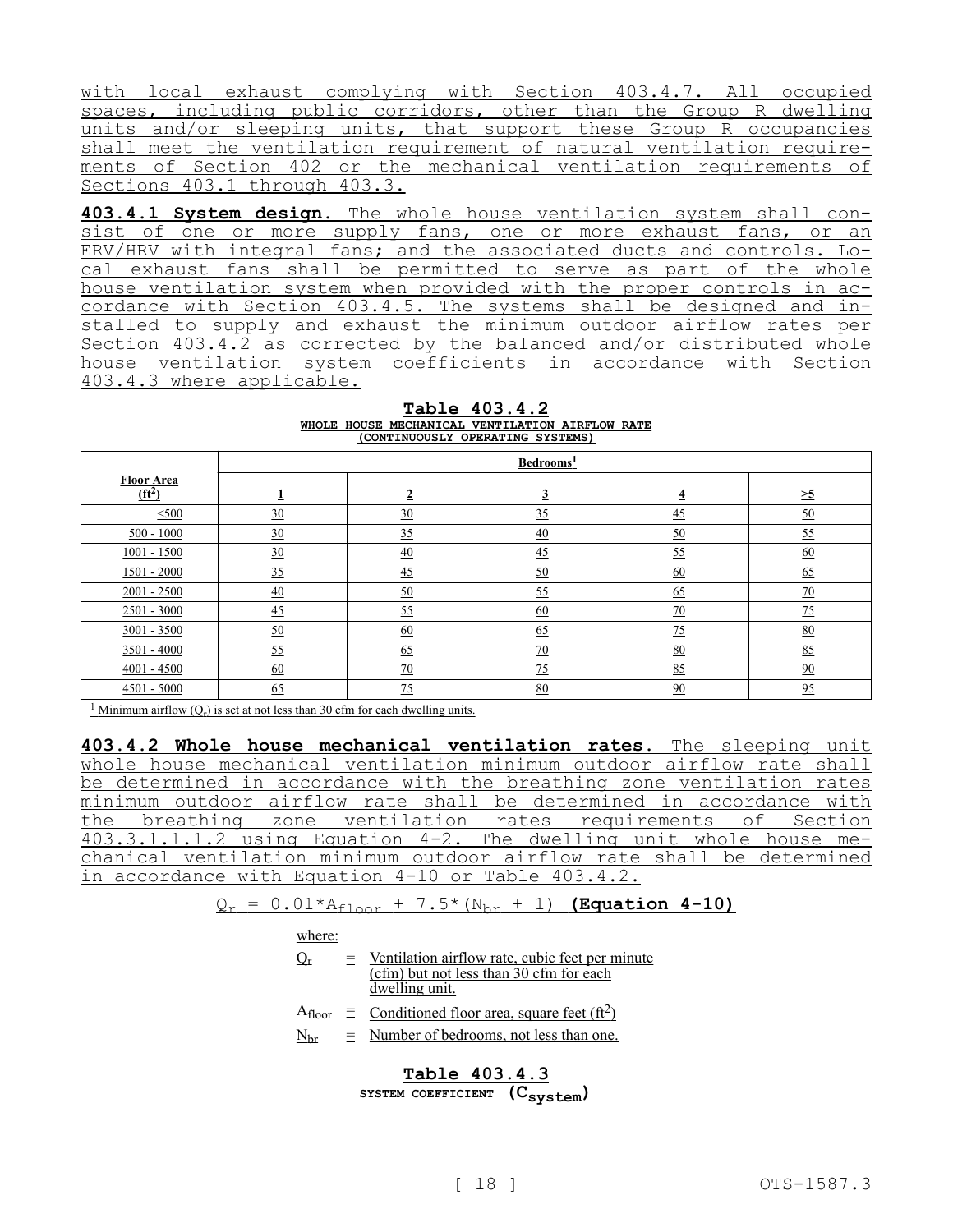with local exhaust complying with Section 403.4.7. All occupied spaces, including public corridors, other than the Group R dwelling units and/or sleeping units, that support these Group R occupancies shall meet the ventilation requirement of natural ventilation requirements of Section 402 or the mechanical ventilation requirements of Sections 403.1 through 403.3.

**403.4.1 System design.** The whole house ventilation system shall consist of one or more supply fans, one or more exhaust fans, or an ERV/HRV with integral fans; and the associated ducts and controls. Local exhaust fans shall be permitted to serve as part of the whole house ventilation system when provided with the proper controls in accordance with Section 403.4.5. The systems shall be designed and installed to supply and exhaust the minimum outdoor airflow rates per Section 403.4.2 as corrected by the balanced and/or distributed whole house ventilation system coefficients in accordance with Section 403.4.3 where applicable.

**Table 403.4.2**
**WHOLE HOUSE MECHANICAL VENTILATION AIRFLOW RATE (CONTINUOUSLY OPERATING SYSTEMS)**

| Floor Area ($ft^2$) | Bedrooms[1] | | | | |
|---|---|---|---|---|---|
| | 1 | 2 | 3 | 4 | ≥5 |
| ≤500 | 30 | 30 | 35 | 45 | 50 |
| 500 - 1000 | 30 | 35 | 40 | 50 | 55 |
| 1001 - 1500 | 30 | 40 | 45 | 55 | 60 |
| 1501 - 2000 | 35 | 45 | 50 | 60 | 65 |
| 2001 - 2500 | 40 | 50 | 55 | 65 | 70 |
| 2501 - 3000 | 45 | 55 | 60 | 70 | 75 |
| 3001 - 3500 | 50 | 60 | 65 | 75 | 80 |
| 3501 - 4000 | 55 | 65 | 70 | 80 | 85 |
| 4001 - 4500 | 60 | 70 | 75 | 85 | 90 |
| 4501 - 5000 | 65 | 75 | 80 | 90 | 95 |

[1] Minimum airflow ($Q_r$) is set at not less than 30 cfm for each dwelling units.

**403.4.2 Whole house mechanical ventilation rates.** The sleeping unit whole house mechanical ventilation minimum outdoor airflow rate shall be determined in accordance with the breathing zone ventilation rates minimum outdoor airflow rate shall be determined in accordance with the breathing zone ventilation rates requirements of Section 403.3.1.1.1.2 using Equation 4-2. The dwelling unit whole house mechanical ventilation minimum outdoor airflow rate shall be determined in accordance with Equation 4-10 or Table 403.4.2.

$$Q_r = 0.01 * A_{floor} + 7.5 * (N_{br} + 1) \quad \textbf{(Equation 4-10)}$$

where:

$Q_r$ = Ventilation airflow rate, cubic feet per minute (cfm) but not less than 30 cfm for each dwelling unit.

$A_{floor}$ = Conditioned floor area, square feet ($ft^2$)

$N_{br}$ = Number of bedrooms, not less than one.

**Table 403.4.3**
**SYSTEM COEFFICIENT ($C_{system}$)**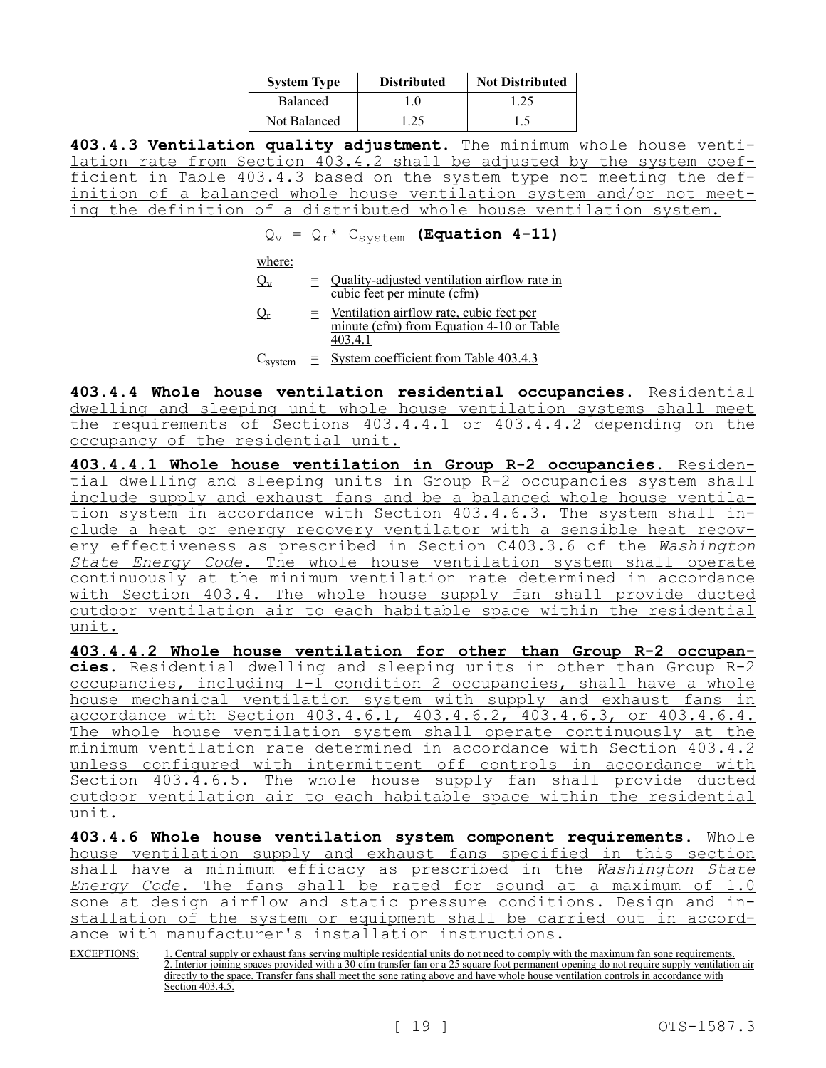| System Type | Distributed | Not Distributed |
|---|---|---|
| Balanced | 1.0 | 1.25 |
| Not Balanced | 1.25 | 1.5 |

**403.4.3 Ventilation quality adjustment.** The minimum whole house ventilation rate from Section 403.4.2 shall be adjusted by the system coefficient in Table 403.4.3 based on the system type not meeting the definition of a balanced whole house ventilation system and/or not meeting the definition of a distributed whole house ventilation system.

$$Q_v = Q_r * C_{system} \quad \textbf{(Equation 4-11)}$$

where:

$Q_v$ = Quality-adjusted ventilation airflow rate in cubic feet per minute (cfm)

$Q_r$ = Ventilation airflow rate, cubic feet per minute (cfm) from Equation 4-10 or Table 403.4.1

$C_{system}$ = System coefficient from Table 403.4.3

**403.4.4 Whole house ventilation residential occupancies.** Residential dwelling and sleeping unit whole house ventilation systems shall meet the requirements of Sections 403.4.4.1 or 403.4.4.2 depending on the occupancy of the residential unit.

**403.4.4.1 Whole house ventilation in Group R-2 occupancies.** Residential dwelling and sleeping units in Group R-2 occupancies system shall include supply and exhaust fans and be a balanced whole house ventilation system in accordance with Section 403.4.6.3. The system shall include a heat or energy recovery ventilator with a sensible heat recovery effectiveness as prescribed in Section C403.3.6 of the *Washington State Energy Code*. The whole house ventilation system shall operate continuously at the minimum ventilation rate determined in accordance with Section 403.4. The whole house supply fan shall provide ducted outdoor ventilation air to each habitable space within the residential unit.

**403.4.4.2 Whole house ventilation for other than Group R-2 occupancies.** Residential dwelling and sleeping units in other than Group R-2 occupancies, including I-1 condition 2 occupancies, shall have a whole house mechanical ventilation system with supply and exhaust fans in accordance with Section 403.4.6.1, 403.4.6.2, 403.4.6.3, or 403.4.6.4. The whole house ventilation system shall operate continuously at the minimum ventilation rate determined in accordance with Section 403.4.2 unless configured with intermittent off controls in accordance with Section 403.4.6.5. The whole house supply fan shall provide ducted outdoor ventilation air to each habitable space within the residential unit.

**403.4.6 Whole house ventilation system component requirements.** Whole house ventilation supply and exhaust fans specified in this section shall have a minimum efficacy as prescribed in the *Washington State Energy Code*. The fans shall be rated for sound at a maximum of 1.0 sone at design airflow and static pressure conditions. Design and installation of the system or equipment shall be carried out in accordance with manufacturer's installation instructions.

EXCEPTIONS:
1. Central supply or exhaust fans serving multiple residential units do not need to comply with the maximum fan sone requirements.
2. Interior joining spaces provided with a 30 cfm transfer fan or a 25 square foot permanent opening do not require supply ventilation air directly to the space. Transfer fans shall meet the sone rating above and have whole house ventilation controls in accordance with Section 403.4.5.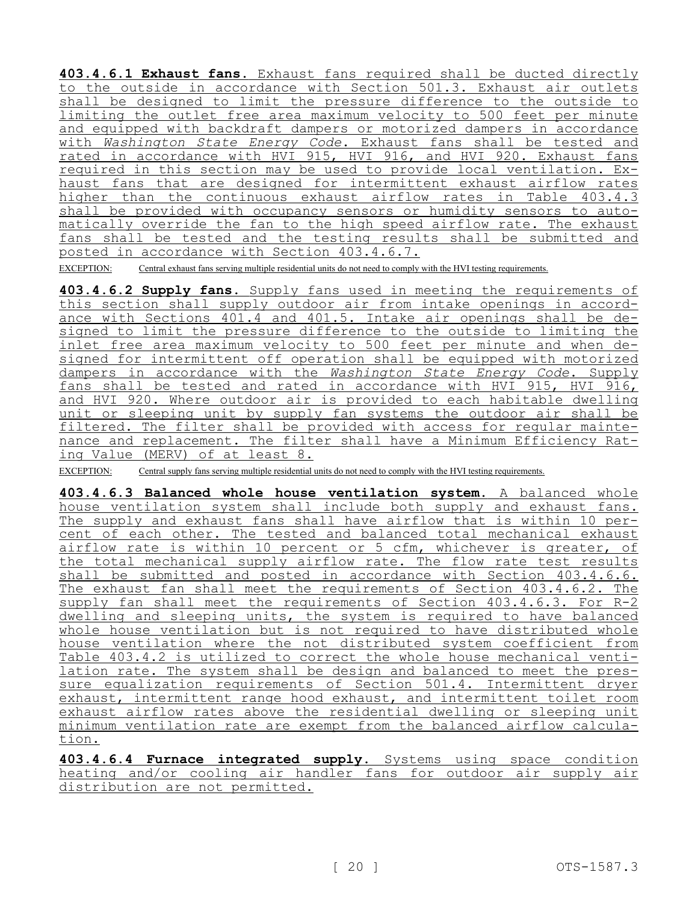**403.4.6.1 Exhaust fans.** Exhaust fans required shall be ducted directly to the outside in accordance with Section 501.3. Exhaust air outlets shall be designed to limit the pressure difference to the outside to limiting the outlet free area maximum velocity to 500 feet per minute and equipped with backdraft dampers or motorized dampers in accordance with *Washington State Energy Code*. Exhaust fans shall be tested and rated in accordance with HVI 915, HVI 916, and HVI 920. Exhaust fans required in this section may be used to provide local ventilation. Exhaust fans that are designed for intermittent exhaust airflow rates higher than the continuous exhaust airflow rates in Table 403.4.3 shall be provided with occupancy sensors or humidity sensors to automatically override the fan to the high speed airflow rate. The exhaust fans shall be tested and the testing results shall be submitted and posted in accordance with Section 403.4.6.7.

EXCEPTION: Central exhaust fans serving multiple residential units do not need to comply with the HVI testing requirements.

**403.4.6.2 Supply fans.** Supply fans used in meeting the requirements of this section shall supply outdoor air from intake openings in accordance with Sections 401.4 and 401.5. Intake air openings shall be designed to limit the pressure difference to the outside to limiting the inlet free area maximum velocity to 500 feet per minute and when designed for intermittent off operation shall be equipped with motorized dampers in accordance with the *Washington State Energy Code*. Supply fans shall be tested and rated in accordance with HVI 915, HVI 916, and HVI 920. Where outdoor air is provided to each habitable dwelling unit or sleeping unit by supply fan systems the outdoor air shall be filtered. The filter shall be provided with access for regular maintenance and replacement. The filter shall have a Minimum Efficiency Rating Value (MERV) of at least 8.

EXCEPTION: Central supply fans serving multiple residential units do not need to comply with the HVI testing requirements.

**403.4.6.3 Balanced whole house ventilation system.** A balanced whole house ventilation system shall include both supply and exhaust fans. The supply and exhaust fans shall have airflow that is within 10 percent of each other. The tested and balanced total mechanical exhaust airflow rate is within 10 percent or 5 cfm, whichever is greater, of the total mechanical supply airflow rate. The flow rate test results shall be submitted and posted in accordance with Section 403.4.6.6. The exhaust fan shall meet the requirements of Section 403.4.6.2. The supply fan shall meet the requirements of Section 403.4.6.3. For R-2 dwelling and sleeping units, the system is required to have balanced whole house ventilation but is not required to have distributed whole house ventilation where the not distributed system coefficient from Table 403.4.2 is utilized to correct the whole house mechanical ventilation rate. The system shall be design and balanced to meet the pressure equalization requirements of Section 501.4. Intermittent dryer exhaust, intermittent range hood exhaust, and intermittent toilet room exhaust airflow rates above the residential dwelling or sleeping unit minimum ventilation rate are exempt from the balanced airflow calculation.

**403.4.6.4 Furnace integrated supply.** Systems using space condition heating and/or cooling air handler fans for outdoor air supply air distribution are not permitted.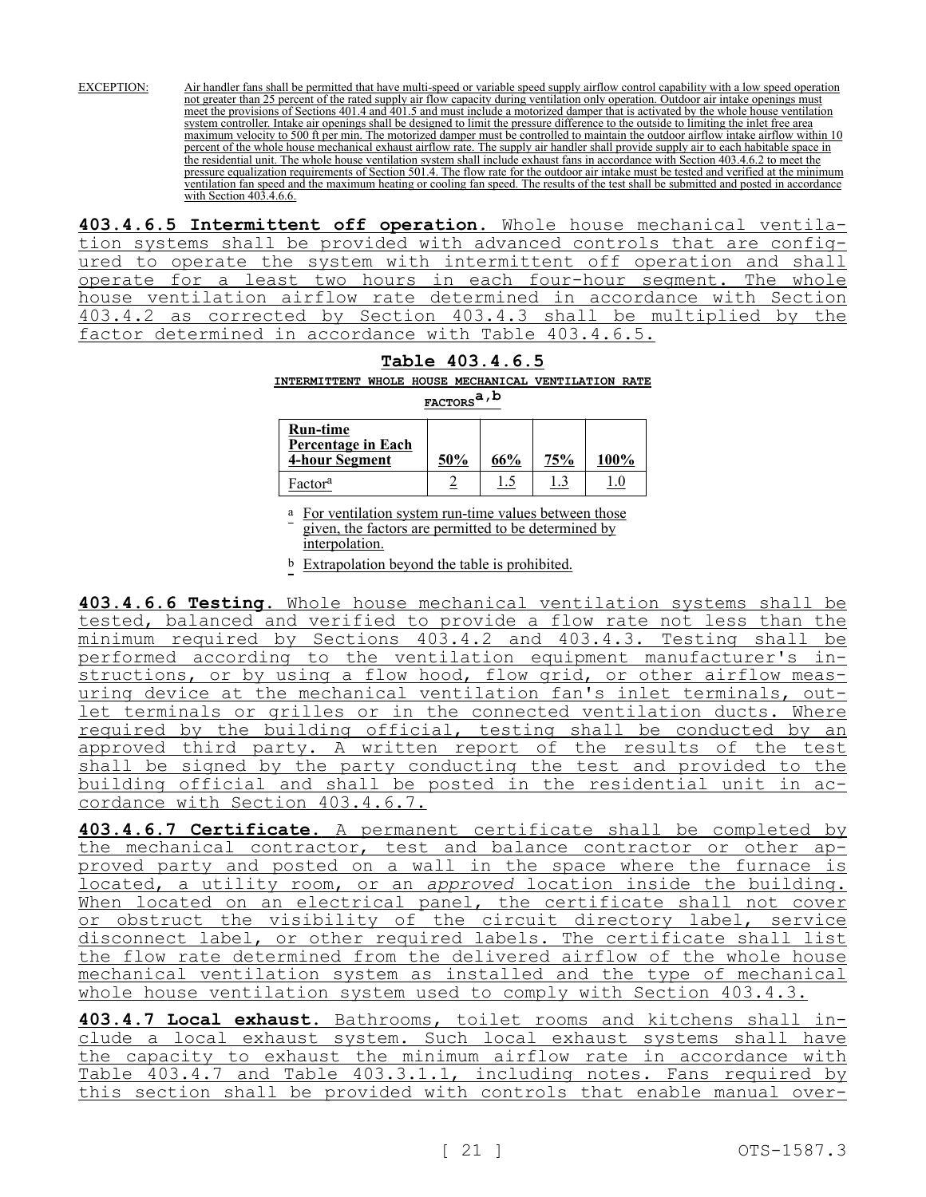EXCEPTION: Air handler fans shall be permitted that have multi-speed or variable speed supply airflow control capability with a low speed operation not greater than 25 percent of the rated supply air flow capacity during ventilation only operation. Outdoor air intake openings must meet the provisions of Sections 401.4 and 401.5 and must include a motorized damper that is activated by the whole house ventilation system controller. Intake air openings shall be designed to limit the pressure difference to the outside to limiting the inlet free area maximum velocity to 500 ft per min. The motorized damper must be controlled to maintain the outdoor airflow intake airflow within 10 percent of the whole house mechanical exhaust airflow rate. The supply air handler shall provide supply air to each habitable space in the residential unit. The whole house ventilation system shall include exhaust fans in accordance with Section 403.4.6.2 to meet the pressure equalization requirements of Section 501.4. The flow rate for the outdoor air intake must be tested and verified at the minimum ventilation fan speed and the maximum heating or cooling fan speed. The results of the test shall be submitted and posted in accordance with Section 403.4.6.6.

**403.4.6.5 Intermittent off operation.** Whole house mechanical ventilation systems shall be provided with advanced controls that are configured to operate the system with intermittent off operation and shall operate for a least two hours in each four-hour segment. The whole house ventilation airflow rate determined in accordance with Section 403.4.2 as corrected by Section 403.4.3 shall be multiplied by the factor determined in accordance with Table 403.4.6.5.

**Table 403.4.6.5**

**INTERMITTENT WHOLE HOUSE MECHANICAL VENTILATION RATE FACTORS[a,b]**

| Run-time Percentage in Each 4-hour Segment | 50% | 66% | 75% | 100% |
|---|---|---|---|---|
| Factor[a] | 2 | 1.5 | 1.3 | 1.0 |

[a] For ventilation system run-time values between those given, the factors are permitted to be determined by interpolation.

[b] Extrapolation beyond the table is prohibited.

**403.4.6.6 Testing.** Whole house mechanical ventilation systems shall be tested, balanced and verified to provide a flow rate not less than the minimum required by Sections 403.4.2 and 403.4.3. Testing shall be performed according to the ventilation equipment manufacturer's instructions, or by using a flow hood, flow grid, or other airflow measuring device at the mechanical ventilation fan's inlet terminals, outlet terminals or grilles or in the connected ventilation ducts. Where required by the building official, testing shall be conducted by an approved third party. A written report of the results of the test shall be signed by the party conducting the test and provided to the building official and shall be posted in the residential unit in accordance with Section 403.4.6.7.

**403.4.6.7 Certificate.** A permanent certificate shall be completed by the mechanical contractor, test and balance contractor or other approved party and posted on a wall in the space where the furnace is located, a utility room, or an *approved* location inside the building. When located on an electrical panel, the certificate shall not cover or obstruct the visibility of the circuit directory label, service disconnect label, or other required labels. The certificate shall list the flow rate determined from the delivered airflow of the whole house mechanical ventilation system as installed and the type of mechanical whole house ventilation system used to comply with Section 403.4.3.

**403.4.7 Local exhaust.** Bathrooms, toilet rooms and kitchens shall include a local exhaust system. Such local exhaust systems shall have the capacity to exhaust the minimum airflow rate in accordance with Table 403.4.7 and Table 403.3.1.1, including notes. Fans required by this section shall be provided with controls that enable manual over-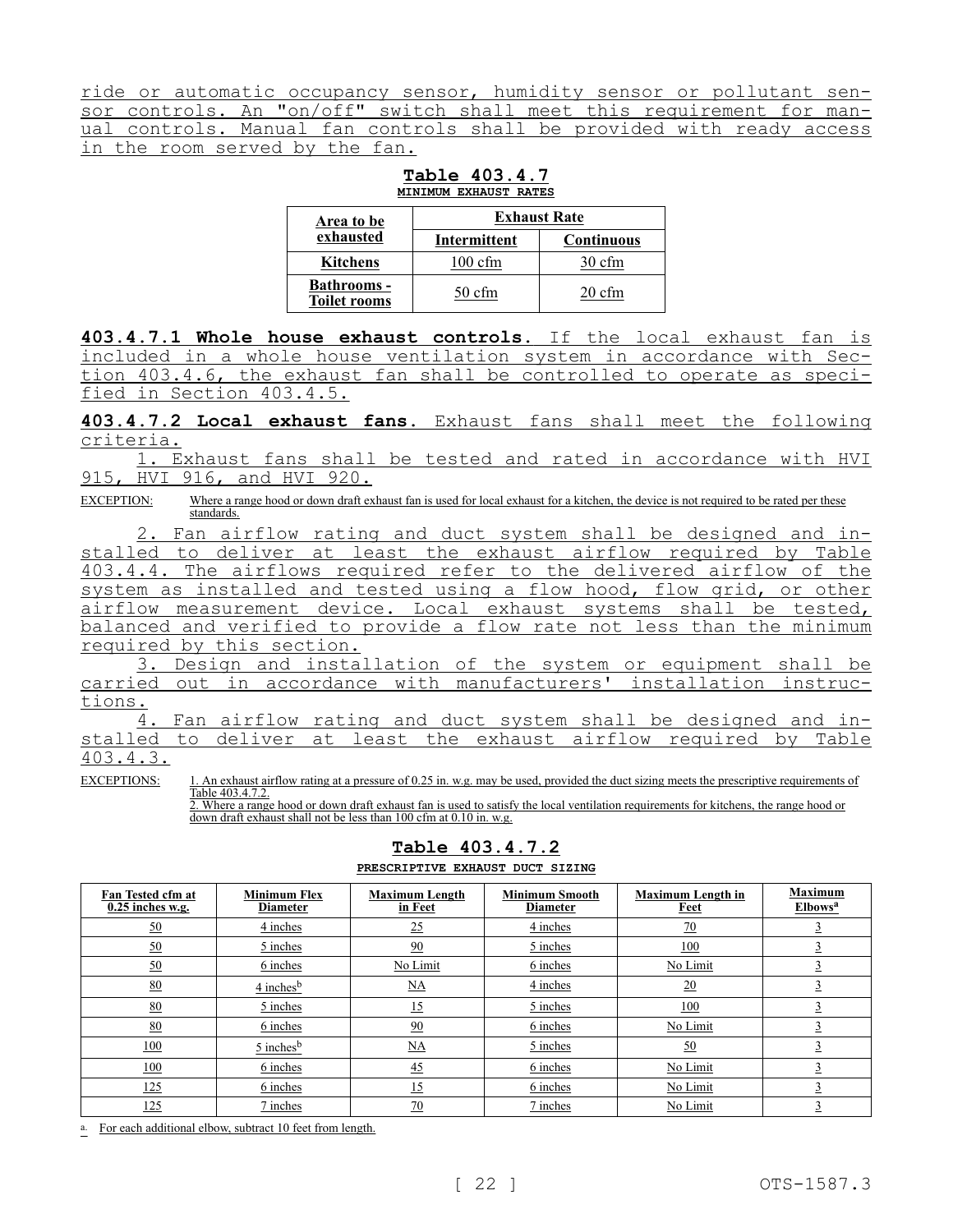ride or automatic occupancy sensor, humidity sensor or pollutant sensor controls. An "on/off" switch shall meet this requirement for manual controls. Manual fan controls shall be provided with ready access in the room served by the fan.

**Table 403.4.7**
**MINIMUM EXHAUST RATES**

| Area to be exhausted | Exhaust Rate | |
|---|---|---|
| | Intermittent | Continuous |
| Kitchens | 100 cfm | 30 cfm |
| Bathrooms - Toilet rooms | 50 cfm | 20 cfm |

**403.4.7.1 Whole house exhaust controls.** If the local exhaust fan is included in a whole house ventilation system in accordance with Section 403.4.6, the exhaust fan shall be controlled to operate as specified in Section 403.4.5.

**403.4.7.2 Local exhaust fans.** Exhaust fans shall meet the following criteria.

1. Exhaust fans shall be tested and rated in accordance with HVI 915, HVI 916, and HVI 920.

EXCEPTION: Where a range hood or down draft exhaust fan is used for local exhaust for a kitchen, the device is not required to be rated per these standards.

2. Fan airflow rating and duct system shall be designed and installed to deliver at least the exhaust airflow required by Table 403.4.4. The airflows required refer to the delivered airflow of the system as installed and tested using a flow hood, flow grid, or other airflow measurement device. Local exhaust systems shall be tested, balanced and verified to provide a flow rate not less than the minimum required by this section.

3. Design and installation of the system or equipment shall be carried out in accordance with manufacturers' installation instructions.

4. Fan airflow rating and duct system shall be designed and installed to deliver at least the exhaust airflow required by Table 403.4.3.

EXCEPTIONS: 1. An exhaust airflow rating at a pressure of 0.25 in. w.g. may be used, provided the duct sizing meets the prescriptive requirements of Table 403.4.7.2.
2. Where a range hood or down draft exhaust fan is used to satisfy the local ventilation requirements for kitchens, the range hood or down draft exhaust shall not be less than 100 cfm at 0.10 in. w.g.

**Table 403.4.7.2**
**PRESCRIPTIVE EXHAUST DUCT SIZING**

| Fan Tested cfm at 0.25 inches w.g. | Minimum Flex Diameter | Maximum Length in Feet | Minimum Smooth Diameter | Maximum Length in Feet | Maximum Elbows[a] |
|---|---|---|---|---|---|
| 50 | 4 inches | 25 | 4 inches | 70 | 3 |
| 50 | 5 inches | 90 | 5 inches | 100 | 3 |
| 50 | 6 inches | No Limit | 6 inches | No Limit | 3 |
| 80 | 4 inches[b] | NA | 4 inches | 20 | 3 |
| 80 | 5 inches | 15 | 5 inches | 100 | 3 |
| 80 | 6 inches | 90 | 6 inches | No Limit | 3 |
| 100 | 5 inches[b] | NA | 5 inches | 50 | 3 |
| 100 | 6 inches | 45 | 6 inches | No Limit | 3 |
| 125 | 6 inches | 15 | 6 inches | No Limit | 3 |
| 125 | 7 inches | 70 | 7 inches | No Limit | 3 |

a. For each additional elbow, subtract 10 feet from length.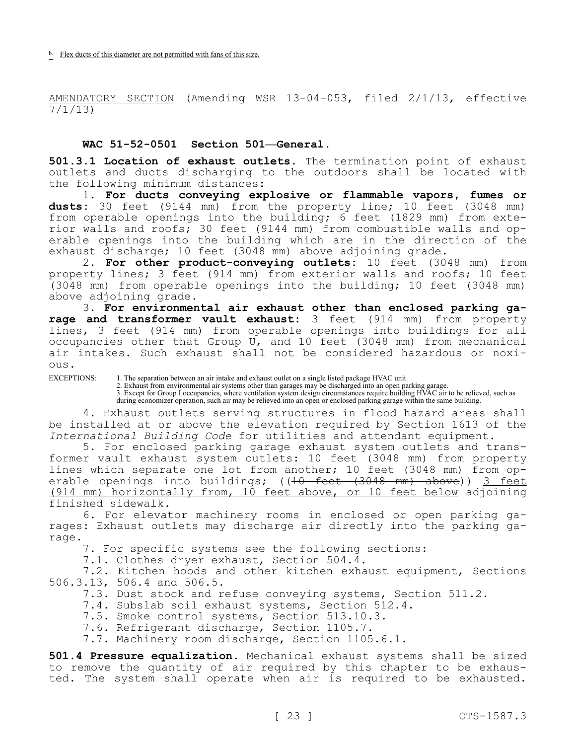b. Flex ducts of this diameter are not permitted with fans of this size.

AMENDATORY SECTION (Amending WSR 13-04-053, filed 2/1/13, effective 7/1/13)

**WAC 51-52-0501 Section 501—General.**

**501.3.1 Location of exhaust outlets.** The termination point of exhaust outlets and ducts discharging to the outdoors shall be located with the following minimum distances:

1. **For ducts conveying explosive or flammable vapors, fumes or dusts:** 30 feet (9144 mm) from the property line; 10 feet (3048 mm) from operable openings into the building; 6 feet (1829 mm) from exterior walls and roofs; 30 feet (9144 mm) from combustible walls and operable openings into the building which are in the direction of the exhaust discharge; 10 feet (3048 mm) above adjoining grade.

2. **For other product-conveying outlets:** 10 feet (3048 mm) from property lines; 3 feet (914 mm) from exterior walls and roofs; 10 feet (3048 mm) from operable openings into the building; 10 feet (3048 mm) above adjoining grade.

3. **For environmental air exhaust other than enclosed parking garage and transformer vault exhaust:** 3 feet (914 mm) from property lines, 3 feet (914 mm) from operable openings into buildings for all occupancies other that Group U, and 10 feet (3048 mm) from mechanical air intakes. Such exhaust shall not be considered hazardous or noxious.

EXCEPTIONS:
1. The separation between an air intake and exhaust outlet on a single listed package HVAC unit.
2. Exhaust from environmental air systems other than garages may be discharged into an open parking garage.
3. Except for Group I occupancies, where ventilation system design circumstances require building HVAC air to be relieved, such as during economizer operation, such air may be relieved into an open or enclosed parking garage within the same building.

4. Exhaust outlets serving structures in flood hazard areas shall be installed at or above the elevation required by Section 1613 of the *International Building Code* for utilities and attendant equipment.

5. For enclosed parking garage exhaust system outlets and transformer vault exhaust system outlets: 10 feet (3048 mm) from property lines which separate one lot from another; 10 feet (3048 mm) from operable openings into buildings; ((~~10 feet (3048 mm) above~~)) 3 feet (914 mm) horizontally from, 10 feet above, or 10 feet below adjoining finished sidewalk.

6. For elevator machinery rooms in enclosed or open parking garages: Exhaust outlets may discharge air directly into the parking garage.

7. For specific systems see the following sections:

7.1. Clothes dryer exhaust, Section 504.4.

7.2. Kitchen hoods and other kitchen exhaust equipment, Sections 506.3.13, 506.4 and 506.5.

7.3. Dust stock and refuse conveying systems, Section 511.2.

7.4. Subslab soil exhaust systems, Section 512.4.

7.5. Smoke control systems, Section 513.10.3.

7.6. Refrigerant discharge, Section 1105.7.

7.7. Machinery room discharge, Section 1105.6.1.

**501.4 Pressure equalization.** Mechanical exhaust systems shall be sized to remove the quantity of air required by this chapter to be exhausted. The system shall operate when air is required to be exhausted.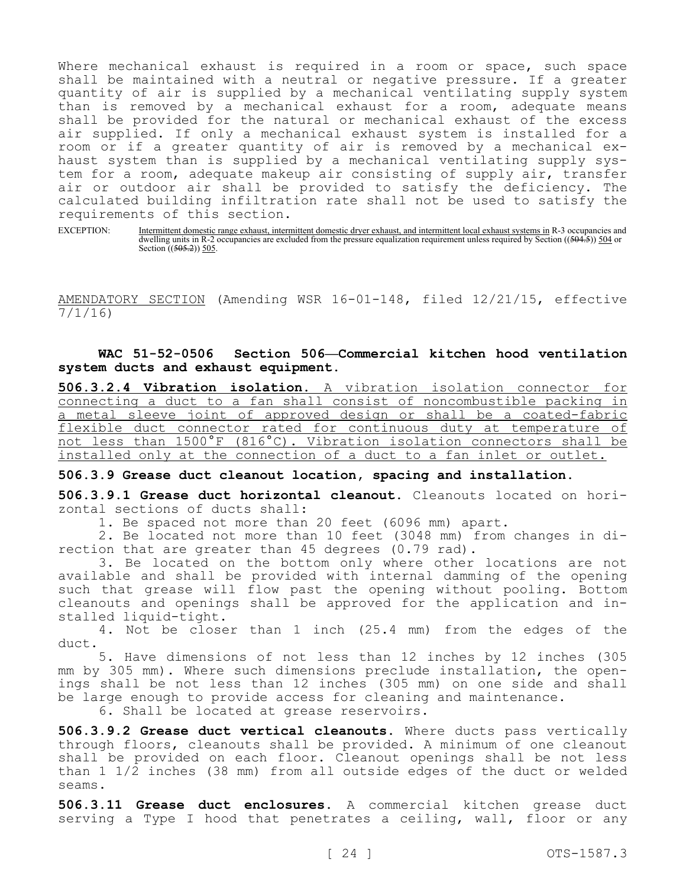Where mechanical exhaust is required in a room or space, such space shall be maintained with a neutral or negative pressure. If a greater quantity of air is supplied by a mechanical ventilating supply system than is removed by a mechanical exhaust for a room, adequate means shall be provided for the natural or mechanical exhaust of the excess air supplied. If only a mechanical exhaust system is installed for a room or if a greater quantity of air is removed by a mechanical exhaust system than is supplied by a mechanical ventilating supply system for a room, adequate makeup air consisting of supply air, transfer air or outdoor air shall be provided to satisfy the deficiency. The calculated building infiltration rate shall not be used to satisfy the requirements of this section.

EXCEPTION: Intermittent domestic range exhaust, intermittent domestic dryer exhaust, and intermittent local exhaust systems in R-3 occupancies and dwelling units in R-2 occupancies are excluded from the pressure equalization requirement unless required by Section ((~~504.5~~)) 504 or Section ((~~505.2~~)) 505.

AMENDATORY SECTION (Amending WSR 16-01-148, filed 12/21/15, effective 7/1/16)

**WAC 51-52-0506 Section 506—Commercial kitchen hood ventilation system ducts and exhaust equipment.**

**506.3.2.4 Vibration isolation.** A vibration isolation connector for connecting a duct to a fan shall consist of noncombustible packing in a metal sleeve joint of approved design or shall be a coated-fabric flexible duct connector rated for continuous duty at temperature of not less than 1500°F (816°C). Vibration isolation connectors shall be installed only at the connection of a duct to a fan inlet or outlet.

**506.3.9 Grease duct cleanout location, spacing and installation.**

**506.3.9.1 Grease duct horizontal cleanout.** Cleanouts located on horizontal sections of ducts shall:

1. Be spaced not more than 20 feet (6096 mm) apart.
2. Be located not more than 10 feet (3048 mm) from changes in direction that are greater than 45 degrees (0.79 rad).
3. Be located on the bottom only where other locations are not available and shall be provided with internal damming of the opening such that grease will flow past the opening without pooling. Bottom cleanouts and openings shall be approved for the application and installed liquid-tight.
4. Not be closer than 1 inch (25.4 mm) from the edges of the duct.
5. Have dimensions of not less than 12 inches by 12 inches (305 mm by 305 mm). Where such dimensions preclude installation, the openings shall be not less than 12 inches (305 mm) on one side and shall be large enough to provide access for cleaning and maintenance.
6. Shall be located at grease reservoirs.

**506.3.9.2 Grease duct vertical cleanouts.** Where ducts pass vertically through floors, cleanouts shall be provided. A minimum of one cleanout shall be provided on each floor. Cleanout openings shall be not less than 1 1/2 inches (38 mm) from all outside edges of the duct or welded seams.

**506.3.11 Grease duct enclosures.** A commercial kitchen grease duct serving a Type I hood that penetrates a ceiling, wall, floor or any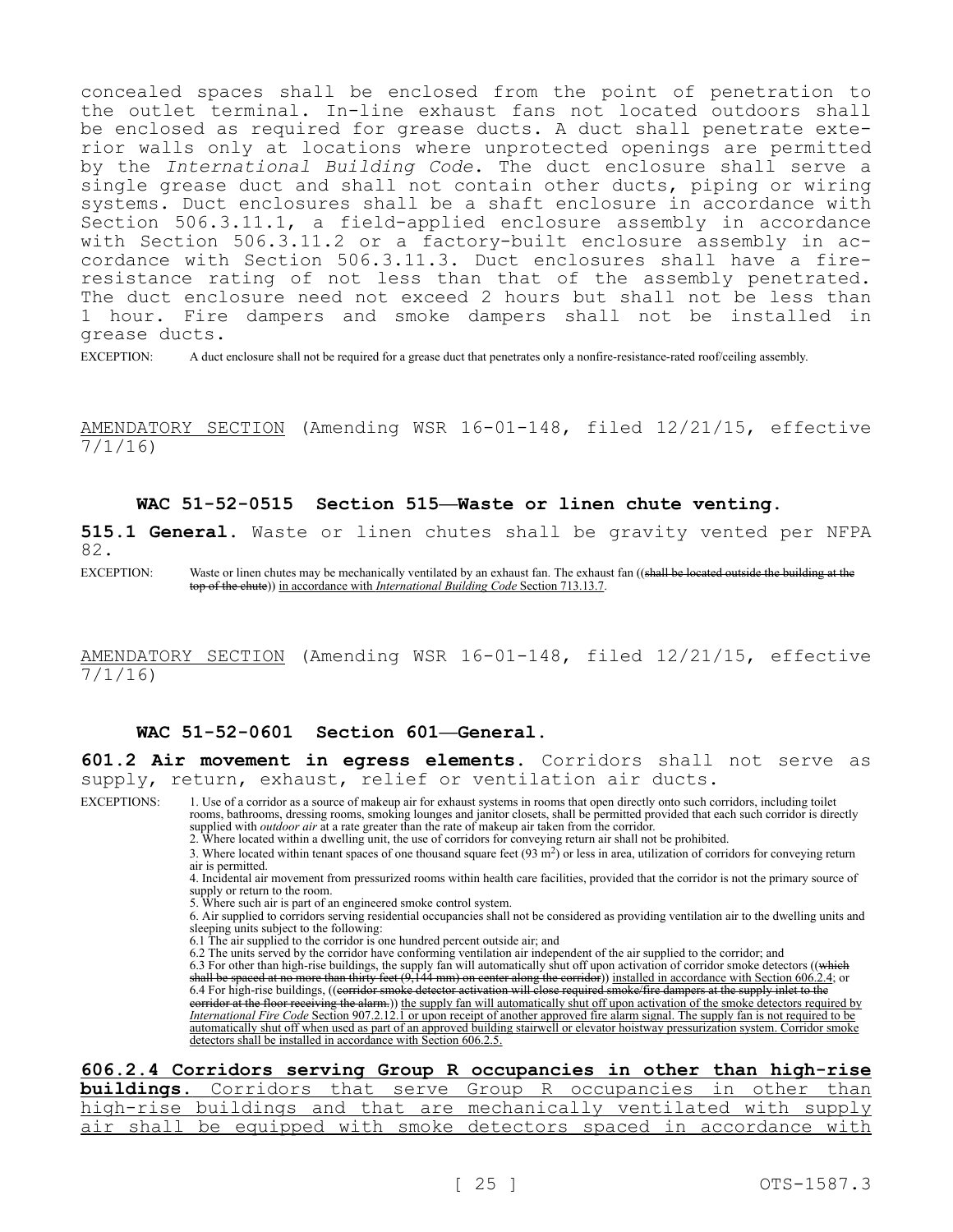concealed spaces shall be enclosed from the point of penetration to the outlet terminal. In-line exhaust fans not located outdoors shall be enclosed as required for grease ducts. A duct shall penetrate exterior walls only at locations where unprotected openings are permitted by the *International Building Code*. The duct enclosure shall serve a single grease duct and shall not contain other ducts, piping or wiring systems. Duct enclosures shall be a shaft enclosure in accordance with Section 506.3.11.1, a field-applied enclosure assembly in accordance with Section 506.3.11.2 or a factory-built enclosure assembly in accordance with Section 506.3.11.3. Duct enclosures shall have a fire-resistance rating of not less than that of the assembly penetrated. The duct enclosure need not exceed 2 hours but shall not be less than 1 hour. Fire dampers and smoke dampers shall not be installed in grease ducts.

EXCEPTION: A duct enclosure shall not be required for a grease duct that penetrates only a nonfire-resistance-rated roof/ceiling assembly.

AMENDATORY SECTION (Amending WSR 16-01-148, filed 12/21/15, effective 7/1/16)

**WAC 51-52-0515 Section 515—Waste or linen chute venting.**

**515.1 General.** Waste or linen chutes shall be gravity vented per NFPA 82.

EXCEPTION: Waste or linen chutes may be mechanically ventilated by an exhaust fan. The exhaust fan ((~~shall be located outside the building at the top of the chute~~)) in accordance with *International Building Code* Section 713.13.7.

AMENDATORY SECTION (Amending WSR 16-01-148, filed 12/21/15, effective 7/1/16)

**WAC 51-52-0601 Section 601—General.**

**601.2 Air movement in egress elements.** Corridors shall not serve as supply, return, exhaust, relief or ventilation air ducts.

EXCEPTIONS:

1. Use of a corridor as a source of makeup air for exhaust systems in rooms that open directly onto such corridors, including toilet rooms, bathrooms, dressing rooms, smoking lounges and janitor closets, shall be permitted provided that each such corridor is directly supplied with *outdoor air* at a rate greater than the rate of makeup air taken from the corridor.
2. Where located within a dwelling unit, the use of corridors for conveying return air shall not be prohibited.
3. Where located within tenant spaces of one thousand square feet (93 $m^2$) or less in area, utilization of corridors for conveying return air is permitted.
4. Incidental air movement from pressurized rooms within health care facilities, provided that the corridor is not the primary source of supply or return to the room.
5. Where such air is part of an engineered smoke control system.
6. Air supplied to corridors serving residential occupancies shall not be considered as providing ventilation air to the dwelling units and sleeping units subject to the following:

6.1 The air supplied to the corridor is one hundred percent outside air; and

6.2 The units served by the corridor have conforming ventilation air independent of the air supplied to the corridor; and

6.3 For other than high-rise buildings, the supply fan will automatically shut off upon activation of corridor smoke detectors ((~~which shall be spaced at no more than thirty feet (9,144 mm) on center along the corridor~~)) installed in accordance with Section 606.2.4; or

6.4 For high-rise buildings, ((~~corridor smoke detector activation will close required smoke/fire dampers at the supply inlet to the corridor at the floor receiving the alarm.~~)) the supply fan will automatically shut off upon activation of the smoke detectors required by *International Fire Code* Section 907.2.12.1 or upon receipt of another approved fire alarm signal. The supply fan is not required to be automatically shut off when used as part of an approved building stairwell or elevator hoistway pressurization system. Corridor smoke detectors shall be installed in accordance with Section 606.2.5.

**606.2.4 Corridors serving Group R occupancies in other than high-rise buildings.** Corridors that serve Group R occupancies in other than high-rise buildings and that are mechanically ventilated with supply air shall be equipped with smoke detectors spaced in accordance with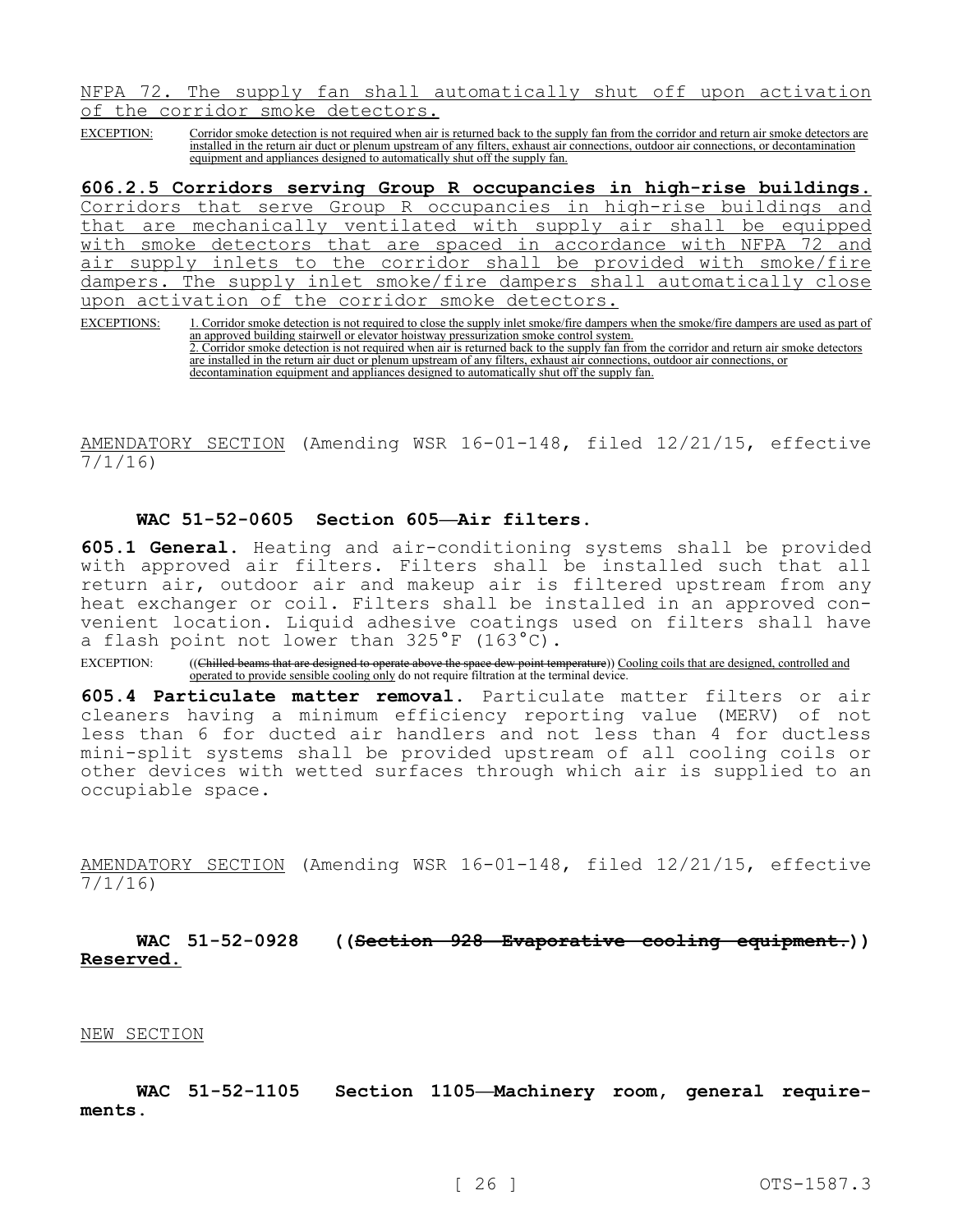NFPA 72. The supply fan shall automatically shut off upon activation of the corridor smoke detectors.

EXCEPTION: Corridor smoke detection is not required when air is returned back to the supply fan from the corridor and return air smoke detectors are installed in the return air duct or plenum upstream of any filters, exhaust air connections, outdoor air connections, or decontamination equipment and appliances designed to automatically shut off the supply fan.

**606.2.5 Corridors serving Group R occupancies in high-rise buildings.** Corridors that serve Group R occupancies in high-rise buildings and that are mechanically ventilated with supply air shall be equipped with smoke detectors that are spaced in accordance with NFPA 72 and air supply inlets to the corridor shall be provided with smoke/fire dampers. The supply inlet smoke/fire dampers shall automatically close upon activation of the corridor smoke detectors.

EXCEPTIONS: 1. Corridor smoke detection is not required to close the supply inlet smoke/fire dampers when the smoke/fire dampers are used as part of an approved building stairwell or elevator hoistway pressurization smoke control system.
2. Corridor smoke detection is not required when air is returned back to the supply fan from the corridor and return air smoke detectors are installed in the return air duct or plenum upstream of any filters, exhaust air connections, outdoor air connections, or decontamination equipment and appliances designed to automatically shut off the supply fan.

AMENDATORY SECTION (Amending WSR 16-01-148, filed 12/21/15, effective 7/1/16)

**WAC 51-52-0605 Section 605—Air filters.**

**605.1 General.** Heating and air-conditioning systems shall be provided with approved air filters. Filters shall be installed such that all return air, outdoor air and makeup air is filtered upstream from any heat exchanger or coil. Filters shall be installed in an approved convenient location. Liquid adhesive coatings used on filters shall have a flash point not lower than 325°F (163°C).

EXCEPTION: ((~~Chilled beams that are designed to operate above the space dew point temperature~~)) Cooling coils that are designed, controlled and operated to provide sensible cooling only do not require filtration at the terminal device.

**605.4 Particulate matter removal.** Particulate matter filters or air cleaners having a minimum efficiency reporting value (MERV) of not less than 6 for ducted air handlers and not less than 4 for ductless mini-split systems shall be provided upstream of all cooling coils or other devices with wetted surfaces through which air is supplied to an occupiable space.

AMENDATORY SECTION (Amending WSR 16-01-148, filed 12/21/15, effective 7/1/16)

**WAC 51-52-0928 ((~~Section 928—Evaporative cooling equipment.~~)) Reserved.**

NEW SECTION

**WAC 51-52-1105 Section 1105—Machinery room, general requirements.**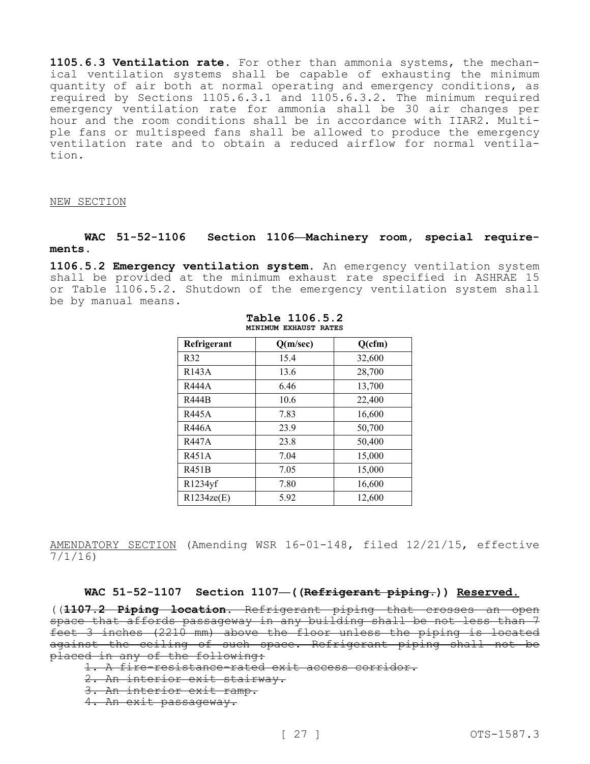**1105.6.3 Ventilation rate.** For other than ammonia systems, the mechanical ventilation systems shall be capable of exhausting the minimum quantity of air both at normal operating and emergency conditions, as required by Sections 1105.6.3.1 and 1105.6.3.2. The minimum required emergency ventilation rate for ammonia shall be 30 air changes per hour and the room conditions shall be in accordance with IIAR2. Multiple fans or multispeed fans shall be allowed to produce the emergency ventilation rate and to obtain a reduced airflow for normal ventilation.

NEW SECTION

### WAC 51-52-1106 Section 1106—Machinery room, special requirements.

**1106.5.2 Emergency ventilation system.** An emergency ventilation system shall be provided at the minimum exhaust rate specified in ASHRAE 15 or Table 1106.5.2. Shutdown of the emergency ventilation system shall be by manual means.

**Table 1106.5.2**
**MINIMUM EXHAUST RATES**

| Refrigerant | Q(m/sec) | Q(cfm) |
|---|---|---|
| R32 | 15.4 | 32,600 |
| R143A | 13.6 | 28,700 |
| R444A | 6.46 | 13,700 |
| R444B | 10.6 | 22,400 |
| R445A | 7.83 | 16,600 |
| R446A | 23.9 | 50,700 |
| R447A | 23.8 | 50,400 |
| R451A | 7.04 | 15,000 |
| R451B | 7.05 | 15,000 |
| R1234yf | 7.80 | 16,600 |
| R1234ze(E) | 5.92 | 12,600 |

AMENDATORY SECTION (Amending WSR 16-01-148, filed 12/21/15, effective 7/1/16)

### WAC 51-52-1107 Section 1107—((~~Refrigerant piping.~~)) Reserved.

((~~**1107.2 Piping location.** Refrigerant piping that crosses an open space that affords passageway in any building shall be not less than 7 feet 3 inches (2210 mm) above the floor unless the piping is located against the ceiling of such space. Refrigerant piping shall not be placed in any of the following:~~

~~1. A fire-resistance-rated exit access corridor.~~
~~2. An interior exit stairway.~~
~~3. An interior exit ramp.~~
~~4. An exit passageway.~~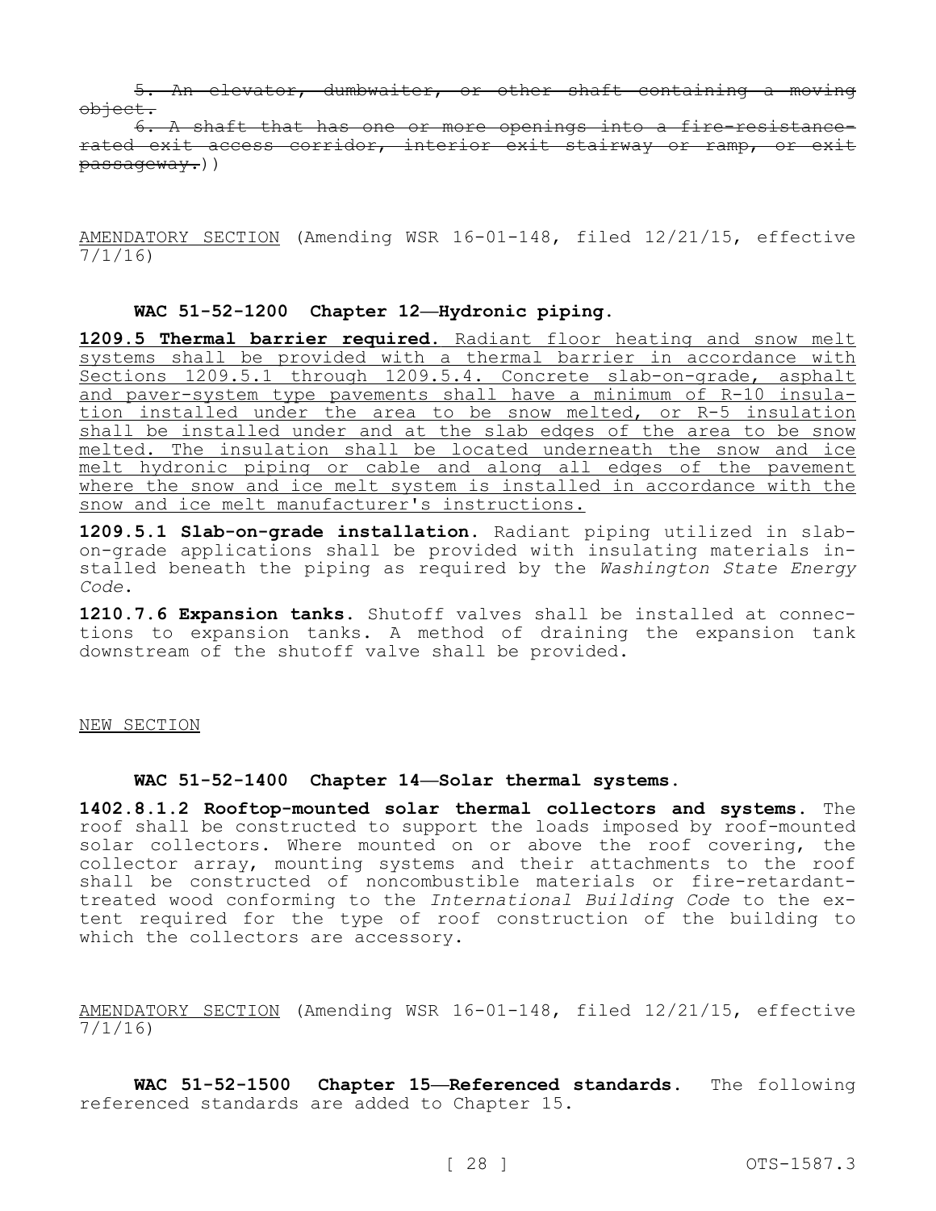~~5. An elevator, dumbwaiter, or other shaft containing a moving object.~~

~~6. A shaft that has one or more openings into a fire-resistance-rated exit access corridor, interior exit stairway or ramp, or exit passageway.~~))

AMENDATORY SECTION (Amending WSR 16-01-148, filed 12/21/15, effective 7/1/16)

**WAC 51-52-1200 Chapter 12—Hydronic piping.**

**1209.5 Thermal barrier required.** Radiant floor heating and snow melt systems shall be provided with a thermal barrier in accordance with Sections 1209.5.1 through 1209.5.4. Concrete slab-on-grade, asphalt and paver-system type pavements shall have a minimum of R-10 insulation installed under the area to be snow melted, or R-5 insulation shall be installed under and at the slab edges of the area to be snow melted. The insulation shall be located underneath the snow and ice melt hydronic piping or cable and along all edges of the pavement where the snow and ice melt system is installed in accordance with the snow and ice melt manufacturer's instructions.

**1209.5.1 Slab-on-grade installation.** Radiant piping utilized in slab-on-grade applications shall be provided with insulating materials installed beneath the piping as required by the *Washington State Energy Code*.

**1210.7.6 Expansion tanks.** Shutoff valves shall be installed at connections to expansion tanks. A method of draining the expansion tank downstream of the shutoff valve shall be provided.

NEW SECTION

**WAC 51-52-1400 Chapter 14—Solar thermal systems.**

**1402.8.1.2 Rooftop-mounted solar thermal collectors and systems.** The roof shall be constructed to support the loads imposed by roof-mounted solar collectors. Where mounted on or above the roof covering, the collector array, mounting systems and their attachments to the roof shall be constructed of noncombustible materials or fire-retardant-treated wood conforming to the *International Building Code* to the extent required for the type of roof construction of the building to which the collectors are accessory.

AMENDATORY SECTION (Amending WSR 16-01-148, filed 12/21/15, effective 7/1/16)

**WAC 51-52-1500 Chapter 15—Referenced standards.** The following referenced standards are added to Chapter 15.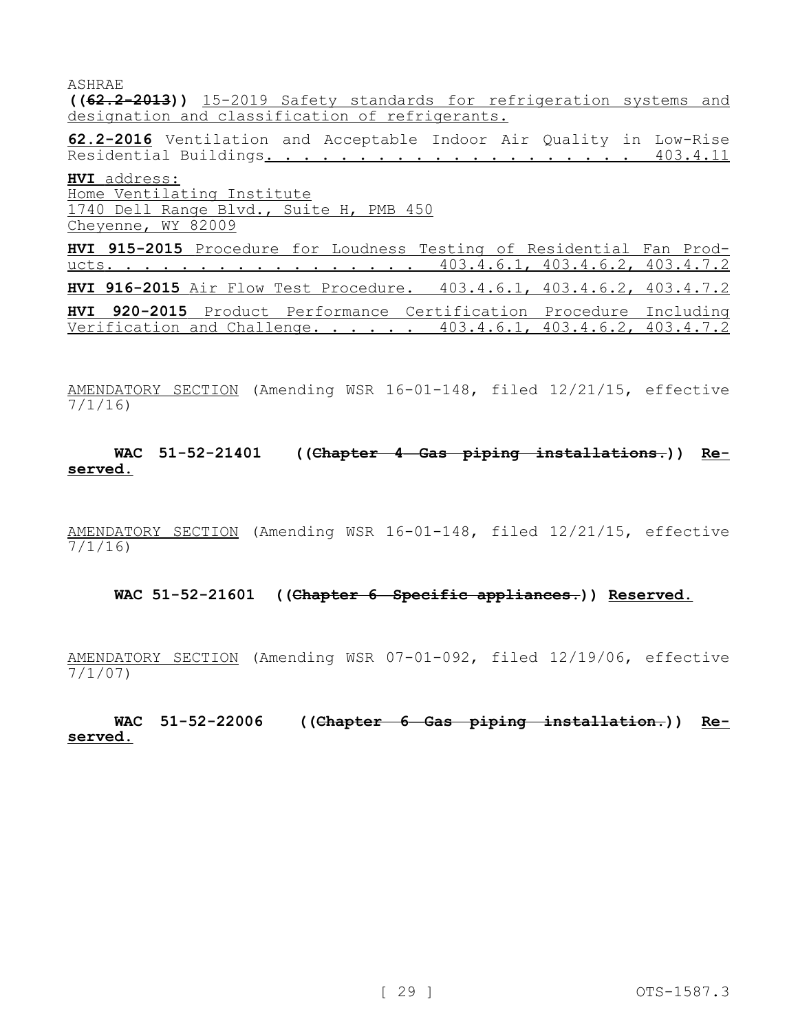ASHRAE

**((~~62.2-2013~~))** 15-2019 Safety standards for refrigeration systems and designation and classification of refrigerants.

**62.2-2016** Ventilation and Acceptable Indoor Air Quality in Low-Rise Residential Buildings. . . . . . . . . . . . . . . . . . . . . 403.4.11

**HVI** address:
Home Ventilating Institute
1740 Dell Range Blvd., Suite H, PMB 450
Cheyenne, WY 82009

**HVI 915-2015** Procedure for Loudness Testing of Residential Fan Products. . . . . . . . . . . . . . . . . 403.4.6.1, 403.4.6.2, 403.4.7.2

**HVI 916-2015** Air Flow Test Procedure. 403.4.6.1, 403.4.6.2, 403.4.7.2

**HVI 920-2015** Product Performance Certification Procedure Including Verification and Challenge. . . . . . 403.4.6.1, 403.4.6.2, 403.4.7.2

AMENDATORY SECTION (Amending WSR 16-01-148, filed 12/21/15, effective 7/1/16)

**WAC 51-52-21401 ((~~Chapter 4 Gas piping installations.~~)) Reserved.**

AMENDATORY SECTION (Amending WSR 16-01-148, filed 12/21/15, effective 7/1/16)

**WAC 51-52-21601 ((~~Chapter 6 Specific appliances.~~)) Reserved.**

AMENDATORY SECTION (Amending WSR 07-01-092, filed 12/19/06, effective 7/1/07)

**WAC 51-52-22006 ((~~Chapter 6 Gas piping installation.~~)) Reserved.**